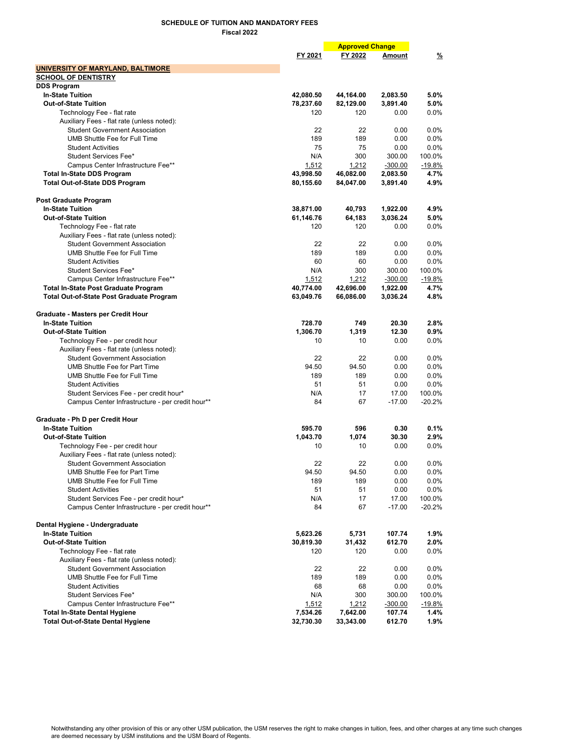**SCHEDULE OF TUITION AND MANDATORY FEES**
**Fiscal 2022**

| | FY 2021 | FY 2022 | Approved Change Amount | % |
|---|---|---|---|---|
| **UNIVERSITY OF MARYLAND, BALTIMORE** | | | | |
| **SCHOOL OF DENTISTRY** | | | | |
| **DDS Program** | | | | |
| **In-State Tuition** | **42,080.50** | **44,164.00** | **2,083.50** | **5.0%** |
| **Out-of-State Tuition** | **78,237.60** | **82,129.00** | **3,891.40** | **5.0%** |
| Technology Fee - flat rate | 120 | 120 | 0.00 | 0.0% |
| Auxiliary Fees - flat rate (unless noted): | | | | |
| Student Government Association | 22 | 22 | 0.00 | 0.0% |
| UMB Shuttle Fee for Full Time | 189 | 189 | 0.00 | 0.0% |
| Student Activities | 75 | 75 | 0.00 | 0.0% |
| Student Services Fee* | N/A | 300 | 300.00 | 100.0% |
| Campus Center Infrastructure Fee** | 1,512 | 1,212 | -300.00 | -19.8% |
| **Total In-State DDS Program** | **43,998.50** | **46,082.00** | **2,083.50** | **4.7%** |
| **Total Out-of-State DDS Program** | **80,155.60** | **84,047.00** | **3,891.40** | **4.9%** |
| | | | | |
| **Post Graduate Program** | | | | |
| **In-State Tuition** | **38,871.00** | **40,793** | **1,922.00** | **4.9%** |
| **Out-of-State Tuition** | **61,146.76** | **64,183** | **3,036.24** | **5.0%** |
| Technology Fee - flat rate | 120 | 120 | 0.00 | 0.0% |
| Auxiliary Fees - flat rate (unless noted): | | | | |
| Student Government Association | 22 | 22 | 0.00 | 0.0% |
| UMB Shuttle Fee for Full Time | 189 | 189 | 0.00 | 0.0% |
| Student Activities | 60 | 60 | 0.00 | 0.0% |
| Student Services Fee* | N/A | 300 | 300.00 | 100.0% |
| Campus Center Infrastructure Fee** | 1,512 | 1,212 | -300.00 | -19.8% |
| **Total In-State Post Graduate Program** | **40,774.00** | **42,696.00** | **1,922.00** | **4.7%** |
| **Total Out-of-State Post Graduate Program** | **63,049.76** | **66,086.00** | **3,036.24** | **4.8%** |
| | | | | |
| **Graduate - Masters per Credit Hour** | | | | |
| **In-State Tuition** | **728.70** | **749** | **20.30** | **2.8%** |
| **Out-of-State Tuition** | **1,306.70** | **1,319** | **12.30** | **0.9%** |
| Technology Fee - per credit hour | 10 | 10 | 0.00 | 0.0% |
| Auxiliary Fees - flat rate (unless noted): | | | | |
| Student Government Association | 22 | 22 | 0.00 | 0.0% |
| UMB Shuttle Fee for Part Time | 94.50 | 94.50 | 0.00 | 0.0% |
| UMB Shuttle Fee for Full Time | 189 | 189 | 0.00 | 0.0% |
| Student Activities | 51 | 51 | 0.00 | 0.0% |
| Student Services Fee - per credit hour* | N/A | 17 | 17.00 | 100.0% |
| Campus Center Infrastructure - per credit hour** | 84 | 67 | -17.00 | -20.2% |
| | | | | |
| **Graduate - Ph D per Credit Hour** | | | | |
| **In-State Tuition** | **595.70** | **596** | **0.30** | **0.1%** |
| **Out-of-State Tuition** | **1,043.70** | **1,074** | **30.30** | **2.9%** |
| Technology Fee - per credit hour | 10 | 10 | 0.00 | 0.0% |
| Auxiliary Fees - flat rate (unless noted): | | | | |
| Student Government Association | 22 | 22 | 0.00 | 0.0% |
| UMB Shuttle Fee for Part Time | 94.50 | 94.50 | 0.00 | 0.0% |
| UMB Shuttle Fee for Full Time | 189 | 189 | 0.00 | 0.0% |
| Student Activities | 51 | 51 | 0.00 | 0.0% |
| Student Services Fee - per credit hour* | N/A | 17 | 17.00 | 100.0% |
| Campus Center Infrastructure - per credit hour** | 84 | 67 | -17.00 | -20.2% |
| | | | | |
| **Dental Hygiene - Undergraduate** | | | | |
| **In-State Tuition** | **5,623.26** | **5,731** | **107.74** | **1.9%** |
| **Out-of-State Tuition** | **30,819.30** | **31,432** | **612.70** | **2.0%** |
| Technology Fee - flat rate | 120 | 120 | 0.00 | 0.0% |
| Auxiliary Fees - flat rate (unless noted): | | | | |
| Student Government Association | 22 | 22 | 0.00 | 0.0% |
| UMB Shuttle Fee for Full Time | 189 | 189 | 0.00 | 0.0% |
| Student Activities | 68 | 68 | 0.00 | 0.0% |
| Student Services Fee* | N/A | 300 | 300.00 | 100.0% |
| Campus Center Infrastructure Fee** | 1,512 | 1,212 | -300.00 | -19.8% |
| **Total In-State Dental Hygiene** | **7,534.26** | **7,642.00** | **107.74** | **1.4%** |
| **Total Out-of-State Dental Hygiene** | **32,730.30** | **33,343.00** | **612.70** | **1.9%** |

Notwithstanding any other provision of this or any other USM publication, the USM reserves the right to make changes in tuition, fees, and other charges at any time such changes are deemed necessary by USM institutions and the USM Board of Regents.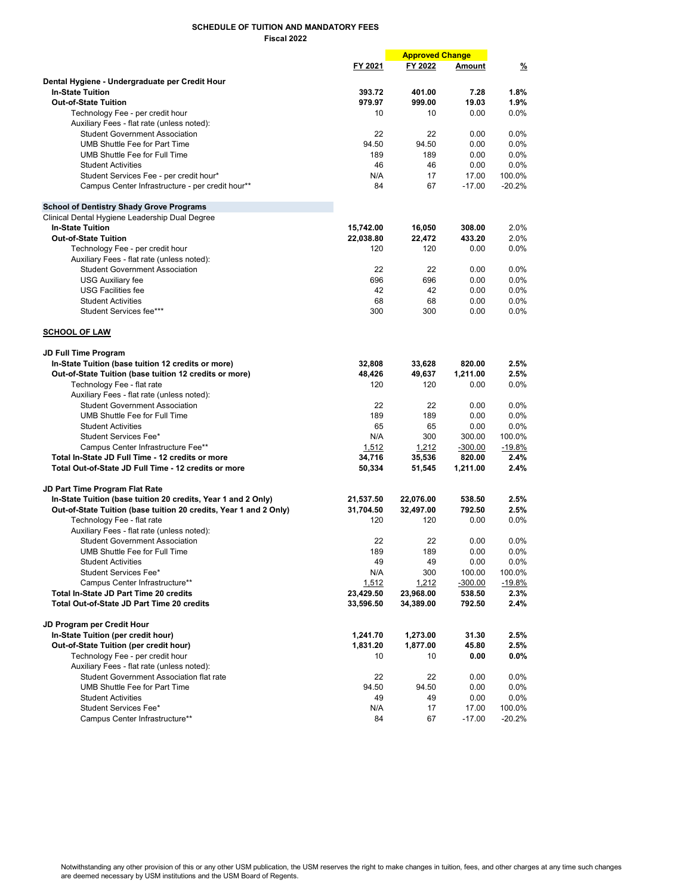**SCHEDULE OF TUITION AND MANDATORY FEES**
**Fiscal 2022**

| | FY 2021 | FY 2022 | Approved Change Amount | % |
|---|---|---|---|---|
| **Dental Hygiene - Undergraduate per Credit Hour** | | | | |
| **In-State Tuition** | **393.72** | **401.00** | **7.28** | **1.8%** |
| **Out-of-State Tuition** | **979.97** | **999.00** | **19.03** | **1.9%** |
| Technology Fee - per credit hour | 10 | 10 | 0.00 | 0.0% |
| Auxiliary Fees - flat rate (unless noted): | | | | |
| Student Government Association | 22 | 22 | 0.00 | 0.0% |
| UMB Shuttle Fee for Part Time | 94.50 | 94.50 | 0.00 | 0.0% |
| UMB Shuttle Fee for Full Time | 189 | 189 | 0.00 | 0.0% |
| Student Activities | 46 | 46 | 0.00 | 0.0% |
| Student Services Fee - per credit hour* | N/A | 17 | 17.00 | 100.0% |
| Campus Center Infrastructure - per credit hour** | 84 | 67 | -17.00 | -20.2% |
| | | | | |
| **School of Dentistry Shady Grove Programs** | | | | |
| Clinical Dental Hygiene Leadership Dual Degree | | | | |
| **In-State Tuition** | **15,742.00** | **16,050** | **308.00** | 2.0% |
| **Out-of-State Tuition** | **22,038.80** | **22,472** | **433.20** | 2.0% |
| Technology Fee - per credit hour | 120 | 120 | 0.00 | 0.0% |
| Auxiliary Fees - flat rate (unless noted): | | | | |
| Student Government Association | 22 | 22 | 0.00 | 0.0% |
| USG Auxiliary fee | 696 | 696 | 0.00 | 0.0% |
| USG Facilities fee | 42 | 42 | 0.00 | 0.0% |
| Student Activities | 68 | 68 | 0.00 | 0.0% |
| Student Services fee*** | 300 | 300 | 0.00 | 0.0% |
| | | | | |
| **SCHOOL OF LAW** | | | | |
| | | | | |
| **JD Full Time Program** | | | | |
| **In-State Tuition (base tuition 12 credits or more)** | **32,808** | **33,628** | **820.00** | **2.5%** |
| **Out-of-State Tuition (base tuition 12 credits or more)** | **48,426** | **49,637** | **1,211.00** | **2.5%** |
| Technology Fee - flat rate | 120 | 120 | 0.00 | 0.0% |
| Auxiliary Fees - flat rate (unless noted): | | | | |
| Student Government Association | 22 | 22 | 0.00 | 0.0% |
| UMB Shuttle Fee for Full Time | 189 | 189 | 0.00 | 0.0% |
| Student Activities | 65 | 65 | 0.00 | 0.0% |
| Student Services Fee* | N/A | 300 | 300.00 | 100.0% |
| Campus Center Infrastructure Fee** | 1,512 | 1,212 | -300.00 | -19.8% |
| **Total In-State JD Full Time - 12 credits or more** | **34,716** | **35,536** | **820.00** | **2.4%** |
| **Total Out-of-State JD Full Time - 12 credits or more** | **50,334** | **51,545** | **1,211.00** | **2.4%** |
| | | | | |
| **JD Part Time Program Flat Rate** | | | | |
| **In-State Tuition (base tuition 20 credits, Year 1 and 2 Only)** | **21,537.50** | **22,076.00** | **538.50** | **2.5%** |
| **Out-of-State Tuition (base tuition 20 credits, Year 1 and 2 Only)** | **31,704.50** | **32,497.00** | **792.50** | **2.5%** |
| Technology Fee - flat rate | 120 | 120 | 0.00 | 0.0% |
| Auxiliary Fees - flat rate (unless noted): | | | | |
| Student Government Association | 22 | 22 | 0.00 | 0.0% |
| UMB Shuttle Fee for Full Time | 189 | 189 | 0.00 | 0.0% |
| Student Activities | 49 | 49 | 0.00 | 0.0% |
| Student Services Fee* | N/A | 300 | 100.00 | 100.0% |
| Campus Center Infrastructure** | 1,512 | 1,212 | -300.00 | -19.8% |
| **Total In-State JD Part Time 20 credits** | **23,429.50** | **23,968.00** | **538.50** | **2.3%** |
| **Total Out-of-State JD Part Time 20 credits** | **33,596.50** | **34,389.00** | **792.50** | **2.4%** |
| | | | | |
| **JD Program per Credit Hour** | | | | |
| **In-State Tuition (per credit hour)** | **1,241.70** | **1,273.00** | **31.30** | **2.5%** |
| **Out-of-State Tuition (per credit hour)** | **1,831.20** | **1,877.00** | **45.80** | **2.5%** |
| Technology Fee - per credit hour | 10 | 10 | **0.00** | **0.0%** |
| Auxiliary Fees - flat rate (unless noted): | | | | |
| Student Government Association flat rate | 22 | 22 | 0.00 | 0.0% |
| UMB Shuttle Fee for Part Time | 94.50 | 94.50 | 0.00 | 0.0% |
| Student Activities | 49 | 49 | 0.00 | 0.0% |
| Student Services Fee* | N/A | 17 | 17.00 | 100.0% |
| Campus Center Infrastructure** | 84 | 67 | -17.00 | -20.2% |

Notwithstanding any other provision of this or any other USM publication, the USM reserves the right to make changes in tuition, fees, and other charges at any time such changes are deemed necessary by USM institutions and the USM Board of Regents.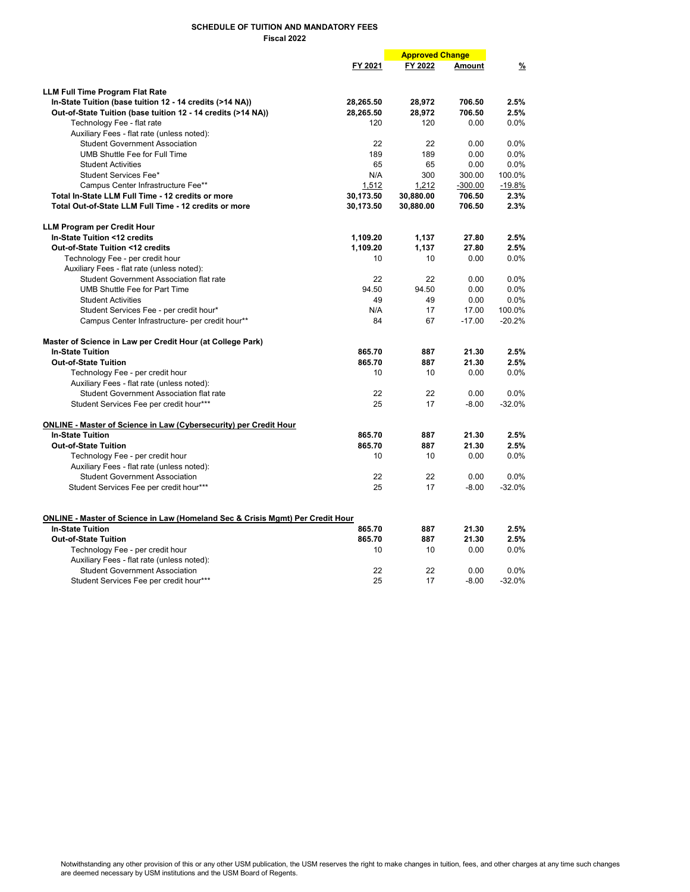**SCHEDULE OF TUITION AND MANDATORY FEES**
**Fiscal 2022**

| | FY 2021 | FY 2022 | Amount | % |
|---|---|---|---|---|
| | | Approved Change | | |
| **LLM Full Time Program Flat Rate** | | | | |
| **In-State Tuition (base tuition 12 - 14 credits (>14 NA))** | **28,265.50** | **28,972** | **706.50** | **2.5%** |
| **Out-of-State Tuition (base tuition 12 - 14 credits (>14 NA))** | **28,265.50** | **28,972** | **706.50** | **2.5%** |
| Technology Fee - flat rate | 120 | 120 | 0.00 | 0.0% |
| Auxiliary Fees - flat rate (unless noted): | | | | |
| Student Government Association | 22 | 22 | 0.00 | 0.0% |
| UMB Shuttle Fee for Full Time | 189 | 189 | 0.00 | 0.0% |
| Student Activities | 65 | 65 | 0.00 | 0.0% |
| Student Services Fee* | N/A | 300 | 300.00 | 100.0% |
| Campus Center Infrastructure Fee** | 1,512 | 1,212 | -300.00 | -19.8% |
| **Total In-State LLM Full Time - 12 credits or more** | **30,173.50** | **30,880.00** | **706.50** | **2.3%** |
| **Total Out-of-State LLM Full Time - 12 credits or more** | **30,173.50** | **30,880.00** | **706.50** | **2.3%** |
| | | | | |
| **LLM Program per Credit Hour** | | | | |
| **In-State Tuition <12 credits** | **1,109.20** | **1,137** | **27.80** | **2.5%** |
| **Out-of-State Tuition <12 credits** | **1,109.20** | **1,137** | **27.80** | **2.5%** |
| Technology Fee - per credit hour | 10 | 10 | 0.00 | 0.0% |
| Auxiliary Fees - flat rate (unless noted): | | | | |
| Student Government Association flat rate | 22 | 22 | 0.00 | 0.0% |
| UMB Shuttle Fee for Part Time | 94.50 | 94.50 | 0.00 | 0.0% |
| Student Activities | 49 | 49 | 0.00 | 0.0% |
| Student Services Fee - per credit hour* | N/A | 17 | 17.00 | 100.0% |
| Campus Center Infrastructure- per credit hour** | 84 | 67 | -17.00 | -20.2% |
| | | | | |
| **Master of Science in Law per Credit Hour (at College Park)** | | | | |
| **In-State Tuition** | **865.70** | **887** | **21.30** | **2.5%** |
| **Out-of-State Tuition** | **865.70** | **887** | **21.30** | **2.5%** |
| Technology Fee - per credit hour | 10 | 10 | 0.00 | 0.0% |
| Auxiliary Fees - flat rate (unless noted): | | | | |
| Student Government Association flat rate | 22 | 22 | 0.00 | 0.0% |
| Student Services Fee per credit hour*** | 25 | 17 | -8.00 | -32.0% |
| | | | | |
| **ONLINE - Master of Science in Law (Cybersecurity) per Credit Hour** | | | | |
| **In-State Tuition** | **865.70** | **887** | **21.30** | **2.5%** |
| **Out-of-State Tuition** | **865.70** | **887** | **21.30** | **2.5%** |
| Technology Fee - per credit hour | 10 | 10 | 0.00 | 0.0% |
| Auxiliary Fees - flat rate (unless noted): | | | | |
| Student Government Association | 22 | 22 | 0.00 | 0.0% |
| Student Services Fee per credit hour*** | 25 | 17 | -8.00 | -32.0% |
| | | | | |
| **ONLINE - Master of Science in Law (Homeland Sec & Crisis Mgmt) Per Credit Hour** | | | | |
| **In-State Tuition** | **865.70** | **887** | **21.30** | **2.5%** |
| **Out-of-State Tuition** | **865.70** | **887** | **21.30** | **2.5%** |
| Technology Fee - per credit hour | 10 | 10 | 0.00 | 0.0% |
| Auxiliary Fees - flat rate (unless noted): | | | | |
| Student Government Association | 22 | 22 | 0.00 | 0.0% |
| Student Services Fee per credit hour*** | 25 | 17 | -8.00 | -32.0% |

Notwithstanding any other provision of this or any other USM publication, the USM reserves the right to make changes in tuition, fees, and other charges at any time such changes are deemed necessary by USM institutions and the USM Board of Regents.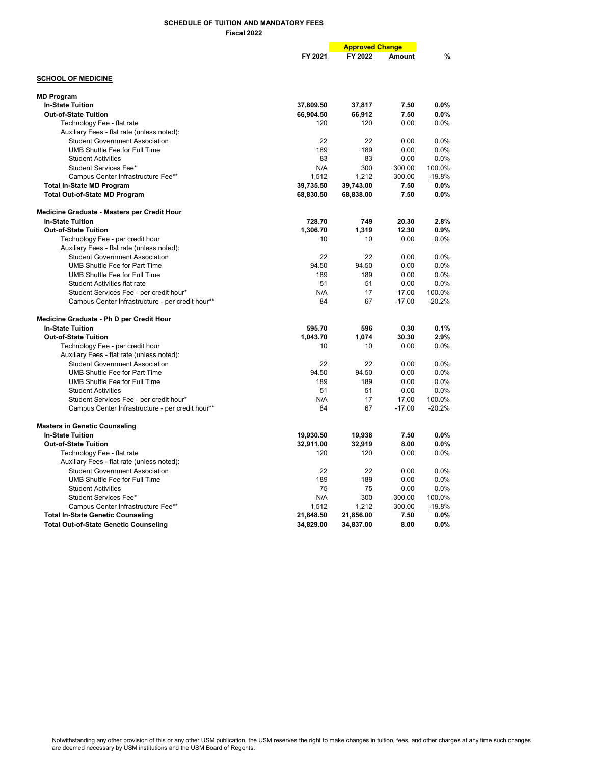**SCHEDULE OF TUITION AND MANDATORY FEES**
**Fiscal 2022**

| | FY 2021 | FY 2022 | Approved Change Amount | % |
|---|---|---|---|---|
| **SCHOOL OF MEDICINE** | | | | |
| **MD Program** | | | | |
| **In-State Tuition** | **37,809.50** | **37,817** | **7.50** | **0.0%** |
| **Out-of-State Tuition** | **66,904.50** | **66,912** | **7.50** | **0.0%** |
| Technology Fee - flat rate | 120 | 120 | 0.00 | 0.0% |
| Auxiliary Fees - flat rate (unless noted): | | | | |
| Student Government Association | 22 | 22 | 0.00 | 0.0% |
| UMB Shuttle Fee for Full Time | 189 | 189 | 0.00 | 0.0% |
| Student Activities | 83 | 83 | 0.00 | 0.0% |
| Student Services Fee* | N/A | 300 | 300.00 | 100.0% |
| Campus Center Infrastructure Fee** | 1,512 | 1,212 | -300.00 | -19.8% |
| **Total In-State MD Program** | **39,735.50** | **39,743.00** | **7.50** | **0.0%** |
| **Total Out-of-State MD Program** | **68,830.50** | **68,838.00** | **7.50** | **0.0%** |
| **Medicine Graduate - Masters per Credit Hour** | | | | |
| **In-State Tuition** | **728.70** | **749** | **20.30** | **2.8%** |
| **Out-of-State Tuition** | **1,306.70** | **1,319** | **12.30** | **0.9%** |
| Technology Fee - per credit hour | 10 | 10 | 0.00 | 0.0% |
| Auxiliary Fees - flat rate (unless noted): | | | | |
| Student Government Association | 22 | 22 | 0.00 | 0.0% |
| UMB Shuttle Fee for Part Time | 94.50 | 94.50 | 0.00 | 0.0% |
| UMB Shuttle Fee for Full Time | 189 | 189 | 0.00 | 0.0% |
| Student Activities flat rate | 51 | 51 | 0.00 | 0.0% |
| Student Services Fee - per credit hour* | N/A | 17 | 17.00 | 100.0% |
| Campus Center Infrastructure - per credit hour** | 84 | 67 | -17.00 | -20.2% |
| **Medicine Graduate - Ph D per Credit Hour** | | | | |
| **In-State Tuition** | **595.70** | **596** | **0.30** | **0.1%** |
| **Out-of-State Tuition** | **1,043.70** | **1,074** | **30.30** | **2.9%** |
| Technology Fee - per credit hour | 10 | 10 | 0.00 | 0.0% |
| Auxiliary Fees - flat rate (unless noted): | | | | |
| Student Government Association | 22 | 22 | 0.00 | 0.0% |
| UMB Shuttle Fee for Part Time | 94.50 | 94.50 | 0.00 | 0.0% |
| UMB Shuttle Fee for Full Time | 189 | 189 | 0.00 | 0.0% |
| Student Activities | 51 | 51 | 0.00 | 0.0% |
| Student Services Fee - per credit hour* | N/A | 17 | 17.00 | 100.0% |
| Campus Center Infrastructure - per credit hour** | 84 | 67 | -17.00 | -20.2% |
| **Masters in Genetic Counseling** | | | | |
| **In-State Tuition** | **19,930.50** | **19,938** | **7.50** | **0.0%** |
| **Out-of-State Tuition** | **32,911.00** | **32,919** | **8.00** | **0.0%** |
| Technology Fee - flat rate | 120 | 120 | 0.00 | 0.0% |
| Auxiliary Fees - flat rate (unless noted): | | | | |
| Student Government Association | 22 | 22 | 0.00 | 0.0% |
| UMB Shuttle Fee for Full Time | 189 | 189 | 0.00 | 0.0% |
| Student Activities | 75 | 75 | 0.00 | 0.0% |
| Student Services Fee* | N/A | 300 | 300.00 | 100.0% |
| Campus Center Infrastructure Fee** | 1,512 | 1,212 | -300.00 | -19.8% |
| **Total In-State Genetic Counseling** | **21,848.50** | **21,856.00** | **7.50** | **0.0%** |
| **Total Out-of-State Genetic Counseling** | **34,829.00** | **34,837.00** | **8.00** | **0.0%** |

Notwithstanding any other provision of this or any other USM publication, the USM reserves the right to make changes in tuition, fees, and other charges at any time such changes are deemed necessary by USM institutions and the USM Board of Regents.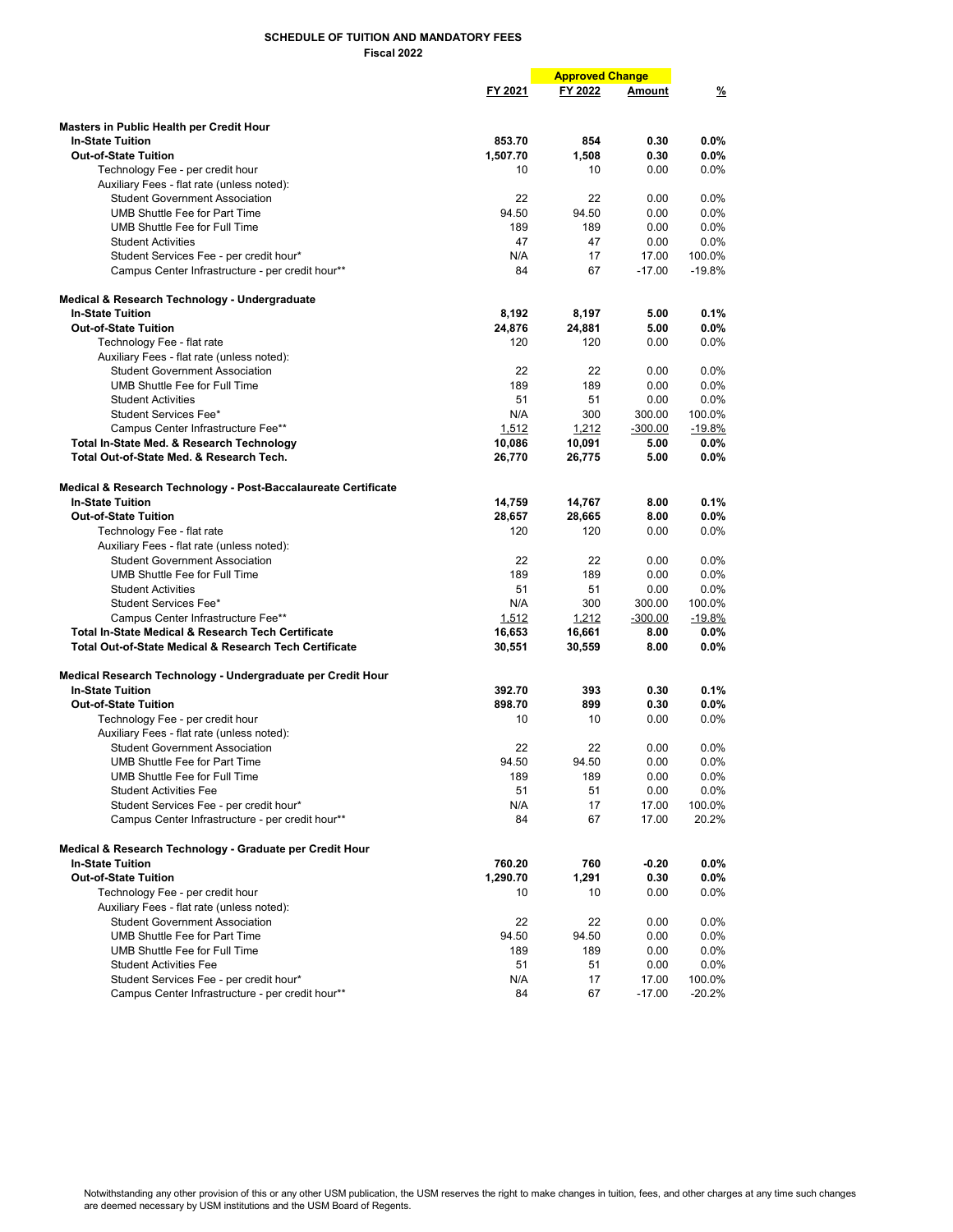**SCHEDULE OF TUITION AND MANDATORY FEES**
**Fiscal 2022**

| | FY 2021 | FY 2022 | Approved Change Amount | % |
|---|---|---|---|---|
| **Masters in Public Health per Credit Hour** | | | | |
| **In-State Tuition** | **853.70** | **854** | **0.30** | **0.0%** |
| **Out-of-State Tuition** | **1,507.70** | **1,508** | **0.30** | **0.0%** |
| Technology Fee - per credit hour | 10 | 10 | 0.00 | 0.0% |
| Auxiliary Fees - flat rate (unless noted): | | | | |
| Student Government Association | 22 | 22 | 0.00 | 0.0% |
| UMB Shuttle Fee for Part Time | 94.50 | 94.50 | 0.00 | 0.0% |
| UMB Shuttle Fee for Full Time | 189 | 189 | 0.00 | 0.0% |
| Student Activities | 47 | 47 | 0.00 | 0.0% |
| Student Services Fee - per credit hour* | N/A | 17 | 17.00 | 100.0% |
| Campus Center Infrastructure - per credit hour** | 84 | 67 | -17.00 | -19.8% |
| **Medical & Research Technology - Undergraduate** | | | | |
| **In-State Tuition** | **8,192** | **8,197** | **5.00** | **0.1%** |
| **Out-of-State Tuition** | **24,876** | **24,881** | **5.00** | **0.0%** |
| Technology Fee - flat rate | 120 | 120 | 0.00 | 0.0% |
| Auxiliary Fees - flat rate (unless noted): | | | | |
| Student Government Association | 22 | 22 | 0.00 | 0.0% |
| UMB Shuttle Fee for Full Time | 189 | 189 | 0.00 | 0.0% |
| Student Activities | 51 | 51 | 0.00 | 0.0% |
| Student Services Fee* | N/A | 300 | 300.00 | 100.0% |
| Campus Center Infrastructure Fee** | 1,512 | 1,212 | -300.00 | -19.8% |
| **Total In-State Med. & Research Technology** | **10,086** | **10,091** | **5.00** | **0.0%** |
| **Total Out-of-State Med. & Research Tech.** | **26,770** | **26,775** | **5.00** | **0.0%** |
| **Medical & Research Technology - Post-Baccalaureate Certificate** | | | | |
| **In-State Tuition** | **14,759** | **14,767** | **8.00** | **0.1%** |
| **Out-of-State Tuition** | **28,657** | **28,665** | **8.00** | **0.0%** |
| Technology Fee - flat rate | 120 | 120 | 0.00 | 0.0% |
| Auxiliary Fees - flat rate (unless noted): | | | | |
| Student Government Association | 22 | 22 | 0.00 | 0.0% |
| UMB Shuttle Fee for Full Time | 189 | 189 | 0.00 | 0.0% |
| Student Activities | 51 | 51 | 0.00 | 0.0% |
| Student Services Fee* | N/A | 300 | 300.00 | 100.0% |
| Campus Center Infrastructure Fee** | 1,512 | 1,212 | -300.00 | -19.8% |
| **Total In-State Medical & Research Tech Certificate** | **16,653** | **16,661** | **8.00** | **0.0%** |
| **Total Out-of-State Medical & Research Tech Certificate** | **30,551** | **30,559** | **8.00** | **0.0%** |
| **Medical Research Technology - Undergraduate per Credit Hour** | | | | |
| **In-State Tuition** | **392.70** | **393** | **0.30** | **0.1%** |
| **Out-of-State Tuition** | **898.70** | **899** | **0.30** | **0.0%** |
| Technology Fee - per credit hour | 10 | 10 | 0.00 | 0.0% |
| Auxiliary Fees - flat rate (unless noted): | | | | |
| Student Government Association | 22 | 22 | 0.00 | 0.0% |
| UMB Shuttle Fee for Part Time | 94.50 | 94.50 | 0.00 | 0.0% |
| UMB Shuttle Fee for Full Time | 189 | 189 | 0.00 | 0.0% |
| Student Activities Fee | 51 | 51 | 0.00 | 0.0% |
| Student Services Fee - per credit hour* | N/A | 17 | 17.00 | 100.0% |
| Campus Center Infrastructure - per credit hour** | 84 | 67 | 17.00 | 20.2% |
| **Medical & Research Technology - Graduate per Credit Hour** | | | | |
| **In-State Tuition** | **760.20** | **760** | **-0.20** | **0.0%** |
| **Out-of-State Tuition** | **1,290.70** | **1,291** | **0.30** | **0.0%** |
| Technology Fee - per credit hour | 10 | 10 | 0.00 | 0.0% |
| Auxiliary Fees - flat rate (unless noted): | | | | |
| Student Government Association | 22 | 22 | 0.00 | 0.0% |
| UMB Shuttle Fee for Part Time | 94.50 | 94.50 | 0.00 | 0.0% |
| UMB Shuttle Fee for Full Time | 189 | 189 | 0.00 | 0.0% |
| Student Activities Fee | 51 | 51 | 0.00 | 0.0% |
| Student Services Fee - per credit hour* | N/A | 17 | 17.00 | 100.0% |
| Campus Center Infrastructure - per credit hour** | 84 | 67 | -17.00 | -20.2% |

Notwithstanding any other provision of this or any other USM publication, the USM reserves the right to make changes in tuition, fees, and other charges at any time such changes are deemed necessary by USM institutions and the USM Board of Regents.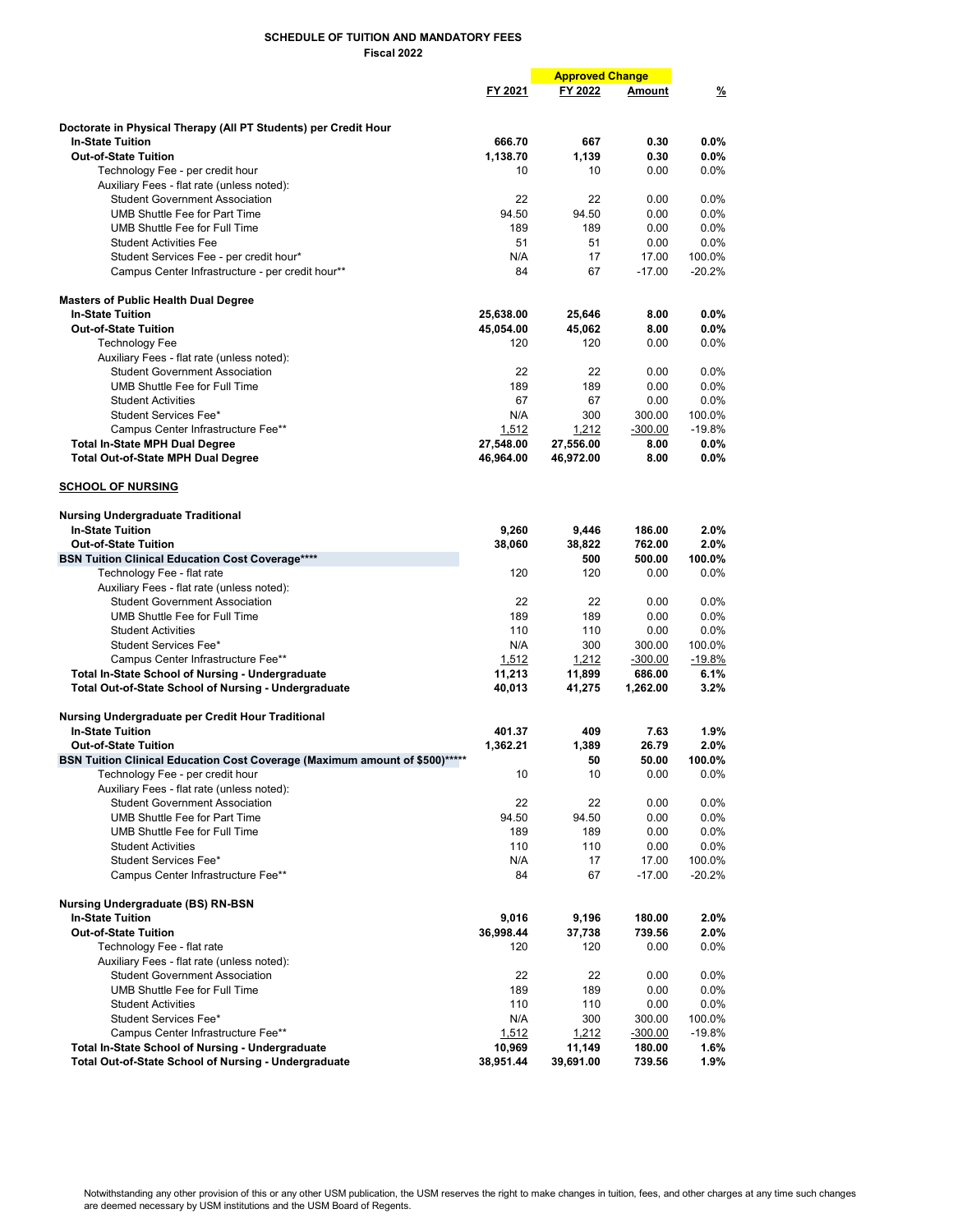**SCHEDULE OF TUITION AND MANDATORY FEES**
**Fiscal 2022**

| | FY 2021 | FY 2022 | Amount | % |
|---|---|---|---|---|
| | | Approved Change | | |
| **Doctorate in Physical Therapy (All PT Students) per Credit Hour** | | | | |
| **In-State Tuition** | **666.70** | **667** | **0.30** | **0.0%** |
| **Out-of-State Tuition** | **1,138.70** | **1,139** | **0.30** | **0.0%** |
| Technology Fee - per credit hour | 10 | 10 | 0.00 | 0.0% |
| Auxiliary Fees - flat rate (unless noted): | | | | |
| Student Government Association | 22 | 22 | 0.00 | 0.0% |
| UMB Shuttle Fee for Part Time | 94.50 | 94.50 | 0.00 | 0.0% |
| UMB Shuttle Fee for Full Time | 189 | 189 | 0.00 | 0.0% |
| Student Activities Fee | 51 | 51 | 0.00 | 0.0% |
| Student Services Fee - per credit hour* | N/A | 17 | 17.00 | 100.0% |
| Campus Center Infrastructure - per credit hour** | 84 | 67 | -17.00 | -20.2% |
| **Masters of Public Health Dual Degree** | | | | |
| **In-State Tuition** | **25,638.00** | **25,646** | **8.00** | **0.0%** |
| **Out-of-State Tuition** | **45,054.00** | **45,062** | **8.00** | **0.0%** |
| Technology Fee | 120 | 120 | 0.00 | 0.0% |
| Auxiliary Fees - flat rate (unless noted): | | | | |
| Student Government Association | 22 | 22 | 0.00 | 0.0% |
| UMB Shuttle Fee for Full Time | 189 | 189 | 0.00 | 0.0% |
| Student Activities | 67 | 67 | 0.00 | 0.0% |
| Student Services Fee* | N/A | 300 | 300.00 | 100.0% |
| Campus Center Infrastructure Fee** | 1,512 | 1,212 | -300.00 | -19.8% |
| **Total In-State MPH Dual Degree** | **27,548.00** | **27,556.00** | **8.00** | **0.0%** |
| **Total Out-of-State MPH Dual Degree** | **46,964.00** | **46,972.00** | **8.00** | **0.0%** |
| **SCHOOL OF NURSING** | | | | |
| **Nursing Undergraduate Traditional** | | | | |
| **In-State Tuition** | **9,260** | **9,446** | **186.00** | **2.0%** |
| **Out-of-State Tuition** | **38,060** | **38,822** | **762.00** | **2.0%** |
| **BSN Tuition Clinical Education Cost Coverage******** | | **500** | **500.00** | **100.0%** |
| Technology Fee - flat rate | 120 | 120 | 0.00 | 0.0% |
| Auxiliary Fees - flat rate (unless noted): | | | | |
| Student Government Association | 22 | 22 | 0.00 | 0.0% |
| UMB Shuttle Fee for Full Time | 189 | 189 | 0.00 | 0.0% |
| Student Activities | 110 | 110 | 0.00 | 0.0% |
| Student Services Fee* | N/A | 300 | 300.00 | 100.0% |
| Campus Center Infrastructure Fee** | 1,512 | 1,212 | -300.00 | -19.8% |
| **Total In-State School of Nursing - Undergraduate** | **11,213** | **11,899** | **686.00** | **6.1%** |
| **Total Out-of-State School of Nursing - Undergraduate** | **40,013** | **41,275** | **1,262.00** | **3.2%** |
| **Nursing Undergraduate per Credit Hour Traditional** | | | | |
| **In-State Tuition** | **401.37** | **409** | **7.63** | **1.9%** |
| **Out-of-State Tuition** | **1,362.21** | **1,389** | **26.79** | **2.0%** |
| **BSN Tuition Clinical Education Cost Coverage (Maximum amount of $500)********** | | **50** | **50.00** | **100.0%** |
| Technology Fee - per credit hour | 10 | 10 | 0.00 | 0.0% |
| Auxiliary Fees - flat rate (unless noted): | | | | |
| Student Government Association | 22 | 22 | 0.00 | 0.0% |
| UMB Shuttle Fee for Part Time | 94.50 | 94.50 | 0.00 | 0.0% |
| UMB Shuttle Fee for Full Time | 189 | 189 | 0.00 | 0.0% |
| Student Activities | 110 | 110 | 0.00 | 0.0% |
| Student Services Fee* | N/A | 17 | 17.00 | 100.0% |
| Campus Center Infrastructure Fee** | 84 | 67 | -17.00 | -20.2% |
| **Nursing Undergraduate (BS) RN-BSN** | | | | |
| **In-State Tuition** | **9,016** | **9,196** | **180.00** | **2.0%** |
| **Out-of-State Tuition** | **36,998.44** | **37,738** | **739.56** | **2.0%** |
| Technology Fee - flat rate | 120 | 120 | 0.00 | 0.0% |
| Auxiliary Fees - flat rate (unless noted): | | | | |
| Student Government Association | 22 | 22 | 0.00 | 0.0% |
| UMB Shuttle Fee for Full Time | 189 | 189 | 0.00 | 0.0% |
| Student Activities | 110 | 110 | 0.00 | 0.0% |
| Student Services Fee* | N/A | 300 | 300.00 | 100.0% |
| Campus Center Infrastructure Fee** | 1,512 | 1,212 | -300.00 | -19.8% |
| **Total In-State School of Nursing - Undergraduate** | **10,969** | **11,149** | **180.00** | **1.6%** |
| **Total Out-of-State School of Nursing - Undergraduate** | **38,951.44** | **39,691.00** | **739.56** | **1.9%** |

Notwithstanding any other provision of this or any other USM publication, the USM reserves the right to make changes in tuition, fees, and other charges at any time such changes are deemed necessary by USM institutions and the USM Board of Regents.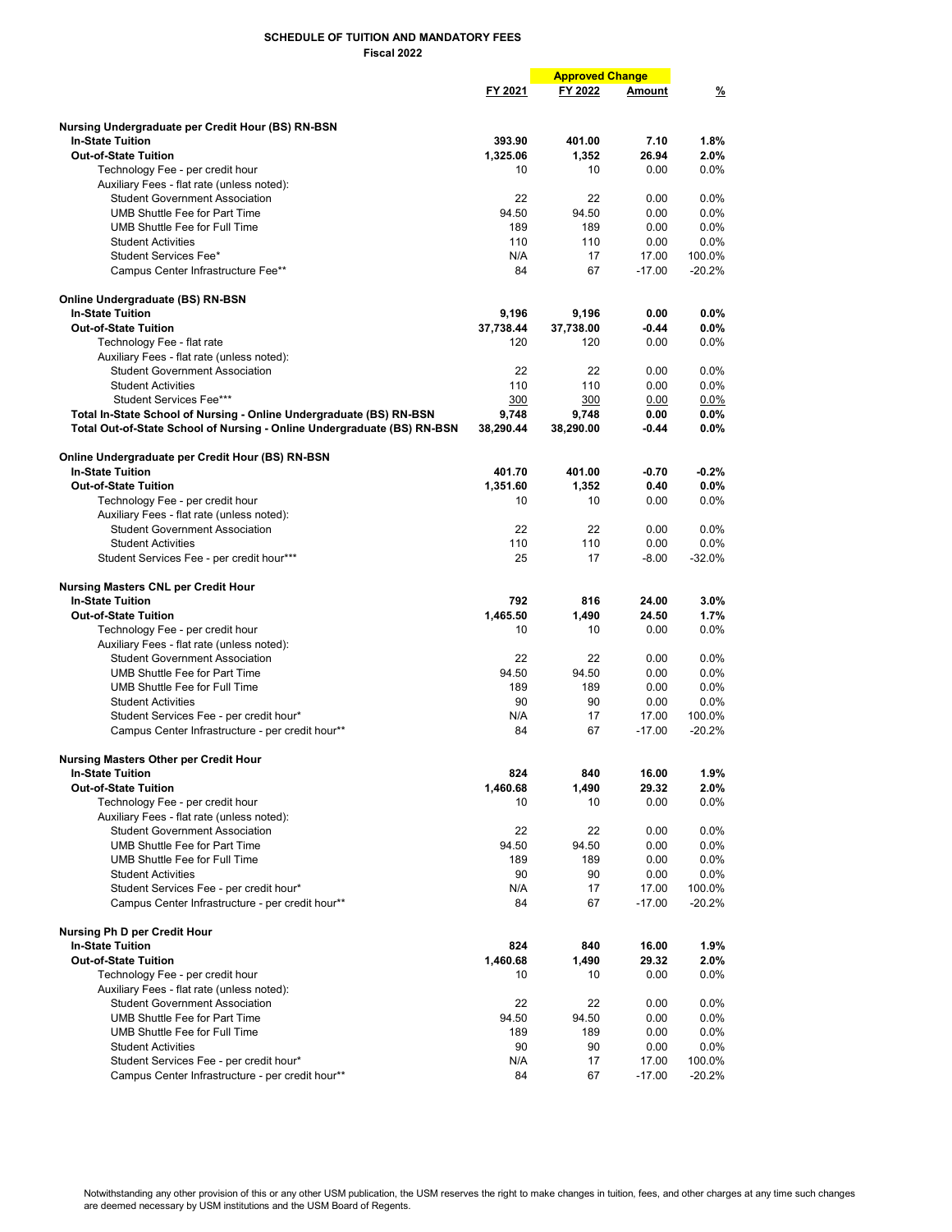**SCHEDULE OF TUITION AND MANDATORY FEES**
**Fiscal 2022**

| | FY 2021 | FY 2022 | Approved Change Amount | % |
|---|---|---|---|---|
| **Nursing Undergraduate per Credit Hour (BS) RN-BSN** | | | | |
| **In-State Tuition** | **393.90** | **401.00** | **7.10** | **1.8%** |
| **Out-of-State Tuition** | **1,325.06** | **1,352** | **26.94** | **2.0%** |
| Technology Fee - per credit hour | 10 | 10 | 0.00 | 0.0% |
| Auxiliary Fees - flat rate (unless noted): | | | | |
| Student Government Association | 22 | 22 | 0.00 | 0.0% |
| UMB Shuttle Fee for Part Time | 94.50 | 94.50 | 0.00 | 0.0% |
| UMB Shuttle Fee for Full Time | 189 | 189 | 0.00 | 0.0% |
| Student Activities | 110 | 110 | 0.00 | 0.0% |
| Student Services Fee* | N/A | 17 | 17.00 | 100.0% |
| Campus Center Infrastructure Fee** | 84 | 67 | -17.00 | -20.2% |
| | | | | |
| **Online Undergraduate (BS) RN-BSN** | | | | |
| **In-State Tuition** | **9,196** | **9,196** | **0.00** | **0.0%** |
| **Out-of-State Tuition** | **37,738.44** | **37,738.00** | **-0.44** | **0.0%** |
| Technology Fee - flat rate | 120 | 120 | 0.00 | 0.0% |
| Auxiliary Fees - flat rate (unless noted): | | | | |
| Student Government Association | 22 | 22 | 0.00 | 0.0% |
| Student Activities | 110 | 110 | 0.00 | 0.0% |
| Student Services Fee*** | 300 | 300 | 0.00 | 0.0% |
| **Total In-State School of Nursing - Online Undergraduate (BS) RN-BSN** | **9,748** | **9,748** | **0.00** | **0.0%** |
| **Total Out-of-State School of Nursing - Online Undergraduate (BS) RN-BSN** | **38,290.44** | **38,290.00** | **-0.44** | **0.0%** |
| | | | | |
| **Online Undergraduate per Credit Hour (BS) RN-BSN** | | | | |
| **In-State Tuition** | **401.70** | **401.00** | **-0.70** | **-0.2%** |
| **Out-of-State Tuition** | **1,351.60** | **1,352** | **0.40** | **0.0%** |
| Technology Fee - per credit hour | 10 | 10 | 0.00 | 0.0% |
| Auxiliary Fees - flat rate (unless noted): | | | | |
| Student Government Association | 22 | 22 | 0.00 | 0.0% |
| Student Activities | 110 | 110 | 0.00 | 0.0% |
| Student Services Fee - per credit hour*** | 25 | 17 | -8.00 | -32.0% |
| | | | | |
| **Nursing Masters CNL per Credit Hour** | | | | |
| **In-State Tuition** | **792** | **816** | **24.00** | **3.0%** |
| **Out-of-State Tuition** | **1,465.50** | **1,490** | **24.50** | **1.7%** |
| Technology Fee - per credit hour | 10 | 10 | 0.00 | 0.0% |
| Auxiliary Fees - flat rate (unless noted): | | | | |
| Student Government Association | 22 | 22 | 0.00 | 0.0% |
| UMB Shuttle Fee for Part Time | 94.50 | 94.50 | 0.00 | 0.0% |
| UMB Shuttle Fee for Full Time | 189 | 189 | 0.00 | 0.0% |
| Student Activities | 90 | 90 | 0.00 | 0.0% |
| Student Services Fee - per credit hour* | N/A | 17 | 17.00 | 100.0% |
| Campus Center Infrastructure - per credit hour** | 84 | 67 | -17.00 | -20.2% |
| | | | | |
| **Nursing Masters Other per Credit Hour** | | | | |
| **In-State Tuition** | **824** | **840** | **16.00** | **1.9%** |
| **Out-of-State Tuition** | **1,460.68** | **1,490** | **29.32** | **2.0%** |
| Technology Fee - per credit hour | 10 | 10 | 0.00 | 0.0% |
| Auxiliary Fees - flat rate (unless noted): | | | | |
| Student Government Association | 22 | 22 | 0.00 | 0.0% |
| UMB Shuttle Fee for Part Time | 94.50 | 94.50 | 0.00 | 0.0% |
| UMB Shuttle Fee for Full Time | 189 | 189 | 0.00 | 0.0% |
| Student Activities | 90 | 90 | 0.00 | 0.0% |
| Student Services Fee - per credit hour* | N/A | 17 | 17.00 | 100.0% |
| Campus Center Infrastructure - per credit hour** | 84 | 67 | -17.00 | -20.2% |
| | | | | |
| **Nursing Ph D per Credit Hour** | | | | |
| **In-State Tuition** | **824** | **840** | **16.00** | **1.9%** |
| **Out-of-State Tuition** | **1,460.68** | **1,490** | **29.32** | **2.0%** |
| Technology Fee - per credit hour | 10 | 10 | 0.00 | 0.0% |
| Auxiliary Fees - flat rate (unless noted): | | | | |
| Student Government Association | 22 | 22 | 0.00 | 0.0% |
| UMB Shuttle Fee for Part Time | 94.50 | 94.50 | 0.00 | 0.0% |
| UMB Shuttle Fee for Full Time | 189 | 189 | 0.00 | 0.0% |
| Student Activities | 90 | 90 | 0.00 | 0.0% |
| Student Services Fee - per credit hour* | N/A | 17 | 17.00 | 100.0% |
| Campus Center Infrastructure - per credit hour** | 84 | 67 | -17.00 | -20.2% |

Notwithstanding any other provision of this or any other USM publication, the USM reserves the right to make changes in tuition, fees, and other charges at any time such changes are deemed necessary by USM institutions and the USM Board of Regents.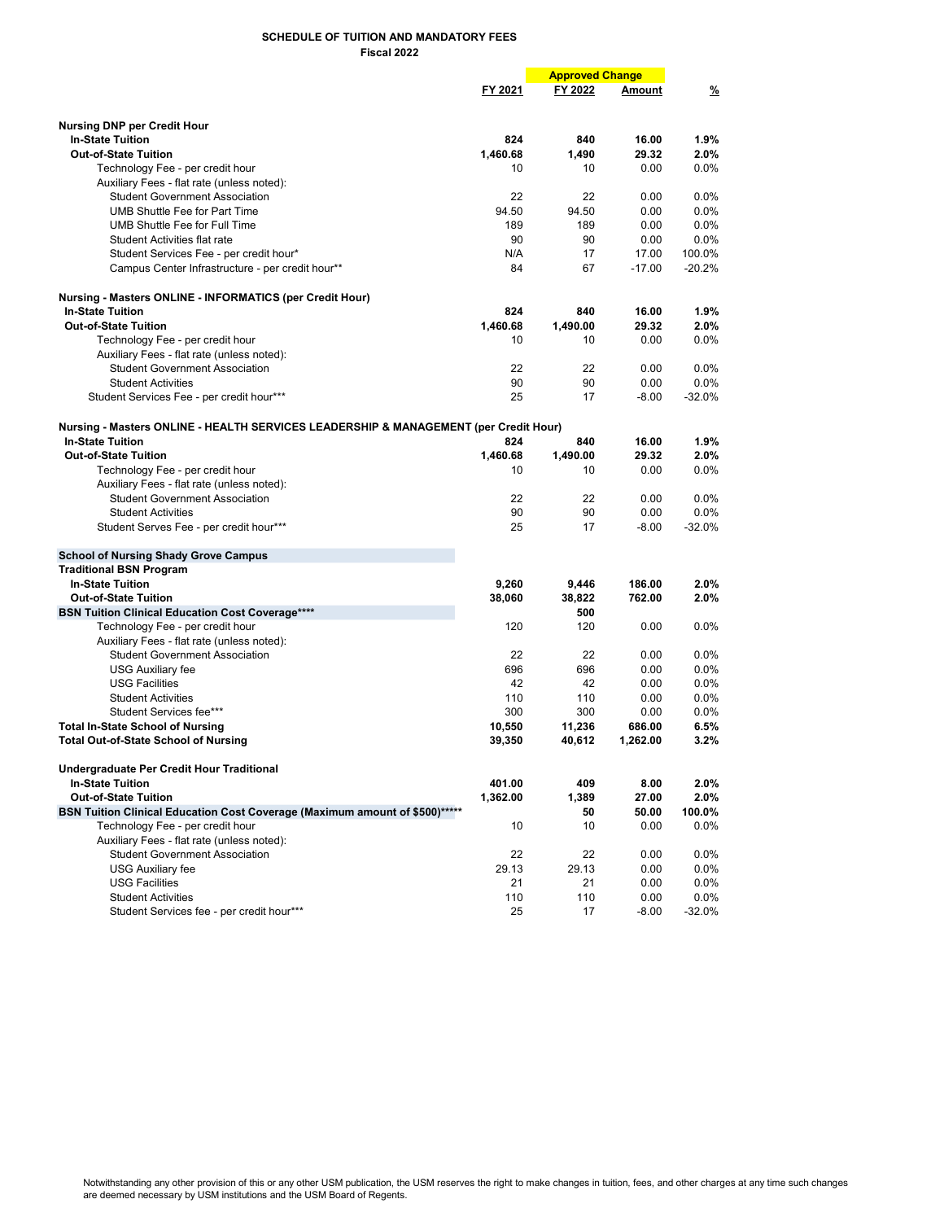## SCHEDULE OF TUITION AND MANDATORY FEES

**Fiscal 2022**

| | FY 2021 | FY 2022 | Approved Change Amount | % |
|---|---|---|---|---|
| **Nursing DNP per Credit Hour** | | | | |
| **In-State Tuition** | **824** | **840** | **16.00** | **1.9%** |
| **Out-of-State Tuition** | **1,460.68** | **1,490** | **29.32** | **2.0%** |
| Technology Fee - per credit hour | 10 | 10 | 0.00 | 0.0% |
| Auxiliary Fees - flat rate (unless noted): | | | | |
| Student Government Association | 22 | 22 | 0.00 | 0.0% |
| UMB Shuttle Fee for Part Time | 94.50 | 94.50 | 0.00 | 0.0% |
| UMB Shuttle Fee for Full Time | 189 | 189 | 0.00 | 0.0% |
| Student Activities flat rate | 90 | 90 | 0.00 | 0.0% |
| Student Services Fee - per credit hour* | N/A | 17 | 17.00 | 100.0% |
| Campus Center Infrastructure - per credit hour** | 84 | 67 | -17.00 | -20.2% |
| **Nursing - Masters ONLINE - INFORMATICS (per Credit Hour)** | | | | |
| **In-State Tuition** | **824** | **840** | **16.00** | **1.9%** |
| **Out-of-State Tuition** | **1,460.68** | **1,490.00** | **29.32** | **2.0%** |
| Technology Fee - per credit hour | 10 | 10 | 0.00 | 0.0% |
| Auxiliary Fees - flat rate (unless noted): | | | | |
| Student Government Association | 22 | 22 | 0.00 | 0.0% |
| Student Activities | 90 | 90 | 0.00 | 0.0% |
| Student Services Fee - per credit hour*** | 25 | 17 | -8.00 | -32.0% |
| **Nursing - Masters ONLINE - HEALTH SERVICES LEADERSHIP & MANAGEMENT (per Credit Hour)** | | | | |
| **In-State Tuition** | **824** | **840** | **16.00** | **1.9%** |
| **Out-of-State Tuition** | **1,460.68** | **1,490.00** | **29.32** | **2.0%** |
| Technology Fee - per credit hour | 10 | 10 | 0.00 | 0.0% |
| Auxiliary Fees - flat rate (unless noted): | | | | |
| Student Government Association | 22 | 22 | 0.00 | 0.0% |
| Student Activities | 90 | 90 | 0.00 | 0.0% |
| Student Serves Fee - per credit hour*** | 25 | 17 | -8.00 | -32.0% |
| **School of Nursing Shady Grove Campus** | | | | |
| **Traditional BSN Program** | | | | |
| **In-State Tuition** | **9,260** | **9,446** | **186.00** | **2.0%** |
| **Out-of-State Tuition** | **38,060** | **38,822** | **762.00** | **2.0%** |
| **BSN Tuition Clinical Education Cost Coverage******** | | **500** | | |
| Technology Fee - per credit hour | 120 | 120 | 0.00 | 0.0% |
| Auxiliary Fees - flat rate (unless noted): | | | | |
| Student Government Association | 22 | 22 | 0.00 | 0.0% |
| USG Auxiliary fee | 696 | 696 | 0.00 | 0.0% |
| USG Facilities | 42 | 42 | 0.00 | 0.0% |
| Student Activities | 110 | 110 | 0.00 | 0.0% |
| Student Services fee*** | 300 | 300 | 0.00 | 0.0% |
| **Total In-State School of Nursing** | **10,550** | **11,236** | **686.00** | **6.5%** |
| **Total Out-of-State School of Nursing** | **39,350** | **40,612** | **1,262.00** | **3.2%** |
| **Undergraduate Per Credit Hour Traditional** | | | | |
| **In-State Tuition** | **401.00** | **409** | **8.00** | **2.0%** |
| **Out-of-State Tuition** | **1,362.00** | **1,389** | **27.00** | **2.0%** |
| **BSN Tuition Clinical Education Cost Coverage (Maximum amount of $500)*********** | | **50** | **50.00** | **100.0%** |
| Technology Fee - per credit hour | 10 | 10 | 0.00 | 0.0% |
| Auxiliary Fees - flat rate (unless noted): | | | | |
| Student Government Association | 22 | 22 | 0.00 | 0.0% |
| USG Auxiliary fee | 29.13 | 29.13 | 0.00 | 0.0% |
| USG Facilities | 21 | 21 | 0.00 | 0.0% |
| Student Activities | 110 | 110 | 0.00 | 0.0% |
| Student Services fee - per credit hour*** | 25 | 17 | -8.00 | -32.0% |

Notwithstanding any other provision of this or any other USM publication, the USM reserves the right to make changes in tuition, fees, and other charges at any time such changes are deemed necessary by USM institutions and the USM Board of Regents.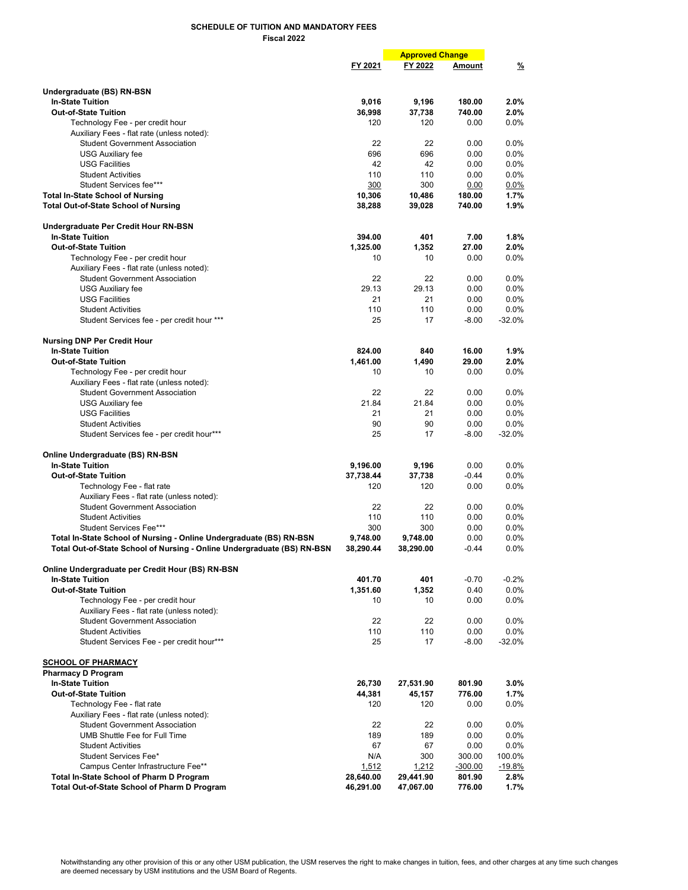**SCHEDULE OF TUITION AND MANDATORY FEES**
**Fiscal 2022**

| | FY 2021 | FY 2022 | Amount | % |
|---|---|---|---|---|
| | | Approved Change | | |
| **Undergraduate (BS) RN-BSN** | | | | |
| **In-State Tuition** | **9,016** | **9,196** | **180.00** | **2.0%** |
| **Out-of-State Tuition** | **36,998** | **37,738** | **740.00** | **2.0%** |
| Technology Fee - per credit hour | 120 | 120 | 0.00 | 0.0% |
| Auxiliary Fees - flat rate (unless noted): | | | | |
| Student Government Association | 22 | 22 | 0.00 | 0.0% |
| USG Auxiliary fee | 696 | 696 | 0.00 | 0.0% |
| USG Facilities | 42 | 42 | 0.00 | 0.0% |
| Student Activities | 110 | 110 | 0.00 | 0.0% |
| Student Services fee*** | 300 | 300 | 0.00 | 0.0% |
| **Total In-State School of Nursing** | **10,306** | **10,486** | **180.00** | **1.7%** |
| **Total Out-of-State School of Nursing** | **38,288** | **39,028** | **740.00** | **1.9%** |
| **Undergraduate Per Credit Hour RN-BSN** | | | | |
| **In-State Tuition** | **394.00** | **401** | **7.00** | **1.8%** |
| **Out-of-State Tuition** | **1,325.00** | **1,352** | **27.00** | **2.0%** |
| Technology Fee - per credit hour | 10 | 10 | 0.00 | 0.0% |
| Auxiliary Fees - flat rate (unless noted): | | | | |
| Student Government Association | 22 | 22 | 0.00 | 0.0% |
| USG Auxiliary fee | 29.13 | 29.13 | 0.00 | 0.0% |
| USG Facilities | 21 | 21 | 0.00 | 0.0% |
| Student Activities | 110 | 110 | 0.00 | 0.0% |
| Student Services fee - per credit hour *** | 25 | 17 | -8.00 | -32.0% |
| **Nursing DNP Per Credit Hour** | | | | |
| **In-State Tuition** | **824.00** | **840** | **16.00** | **1.9%** |
| **Out-of-State Tuition** | **1,461.00** | **1,490** | **29.00** | **2.0%** |
| Technology Fee - per credit hour | 10 | 10 | 0.00 | 0.0% |
| Auxiliary Fees - flat rate (unless noted): | | | | |
| Student Government Association | 22 | 22 | 0.00 | 0.0% |
| USG Auxiliary fee | 21.84 | 21.84 | 0.00 | 0.0% |
| USG Facilities | 21 | 21 | 0.00 | 0.0% |
| Student Activities | 90 | 90 | 0.00 | 0.0% |
| Student Services fee - per credit hour*** | 25 | 17 | -8.00 | -32.0% |
| **Online Undergraduate (BS) RN-BSN** | | | | |
| **In-State Tuition** | **9,196.00** | **9,196** | 0.00 | 0.0% |
| **Out-of-State Tuition** | **37,738.44** | **37,738** | -0.44 | 0.0% |
| Technology Fee - flat rate | 120 | 120 | 0.00 | 0.0% |
| Auxiliary Fees - flat rate (unless noted): | | | | |
| Student Government Association | 22 | 22 | 0.00 | 0.0% |
| Student Activities | 110 | 110 | 0.00 | 0.0% |
| Student Services Fee*** | 300 | 300 | 0.00 | 0.0% |
| **Total In-State School of Nursing - Online Undergraduate (BS) RN-BSN** | **9,748.00** | **9,748.00** | 0.00 | 0.0% |
| **Total Out-of-State School of Nursing - Online Undergraduate (BS) RN-BSN** | **38,290.44** | **38,290.00** | -0.44 | 0.0% |
| **Online Undergraduate per Credit Hour (BS) RN-BSN** | | | | |
| **In-State Tuition** | **401.70** | **401** | -0.70 | -0.2% |
| **Out-of-State Tuition** | **1,351.60** | **1,352** | 0.40 | 0.0% |
| Technology Fee - per credit hour | 10 | 10 | 0.00 | 0.0% |
| Auxiliary Fees - flat rate (unless noted): | | | | |
| Student Government Association | 22 | 22 | 0.00 | 0.0% |
| Student Activities | 110 | 110 | 0.00 | 0.0% |
| Student Services Fee - per credit hour*** | 25 | 17 | -8.00 | -32.0% |
| **SCHOOL OF PHARMACY** | | | | |
| **Pharmacy D Program** | | | | |
| **In-State Tuition** | **26,730** | **27,531.90** | **801.90** | **3.0%** |
| **Out-of-State Tuition** | **44,381** | **45,157** | **776.00** | **1.7%** |
| Technology Fee - flat rate | 120 | 120 | 0.00 | 0.0% |
| Auxiliary Fees - flat rate (unless noted): | | | | |
| Student Government Association | 22 | 22 | 0.00 | 0.0% |
| UMB Shuttle Fee for Full Time | 189 | 189 | 0.00 | 0.0% |
| Student Activities | 67 | 67 | 0.00 | 0.0% |
| Student Services Fee* | N/A | 300 | 300.00 | 100.0% |
| Campus Center Infrastructure Fee** | 1,512 | 1,212 | -300.00 | -19.8% |
| **Total In-State School of Pharm D Program** | **28,640.00** | **29,441.90** | **801.90** | **2.8%** |
| **Total Out-of-State School of Pharm D Program** | **46,291.00** | **47,067.00** | **776.00** | **1.7%** |

Notwithstanding any other provision of this or any other USM publication, the USM reserves the right to make changes in tuition, fees, and other charges at any time such changes are deemed necessary by USM institutions and the USM Board of Regents.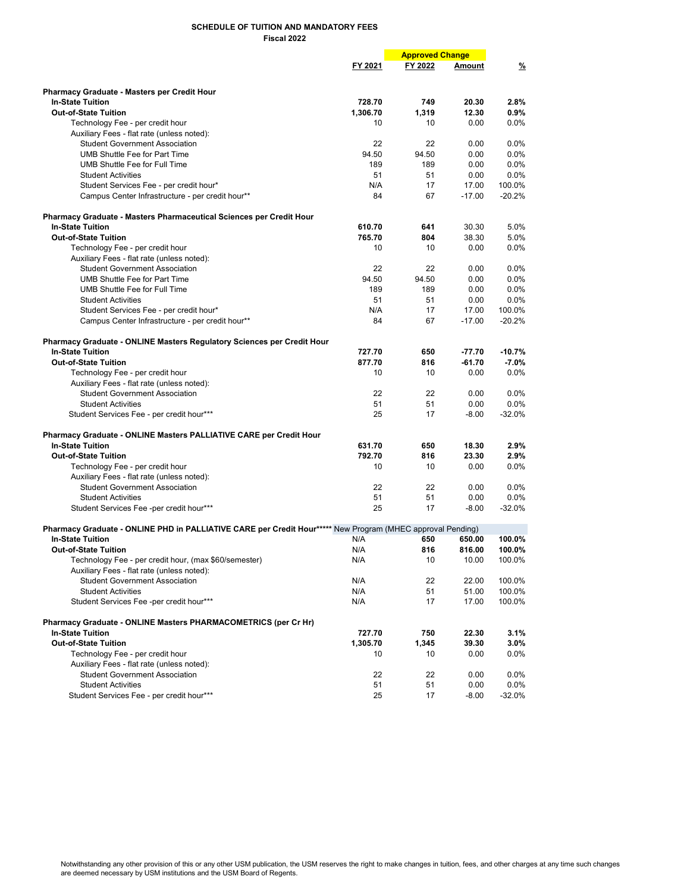**SCHEDULE OF TUITION AND MANDATORY FEES**
**Fiscal 2022**

| | FY 2021 | FY 2022 (Approved Change) | Amount (Approved Change) | % |
|---|---|---|---|---|
| **Pharmacy Graduate - Masters per Credit Hour** | | | | |
| **In-State Tuition** | **728.70** | **749** | **20.30** | **2.8%** |
| **Out-of-State Tuition** | **1,306.70** | **1,319** | **12.30** | **0.9%** |
| Technology Fee - per credit hour | 10 | 10 | 0.00 | 0.0% |
| Auxiliary Fees - flat rate (unless noted): | | | | |
| Student Government Association | 22 | 22 | 0.00 | 0.0% |
| UMB Shuttle Fee for Part Time | 94.50 | 94.50 | 0.00 | 0.0% |
| UMB Shuttle Fee for Full Time | 189 | 189 | 0.00 | 0.0% |
| Student Activities | 51 | 51 | 0.00 | 0.0% |
| Student Services Fee - per credit hour* | N/A | 17 | 17.00 | 100.0% |
| Campus Center Infrastructure - per credit hour** | 84 | 67 | -17.00 | -20.2% |
| **Pharmacy Graduate - Masters Pharmaceutical Sciences per Credit Hour** | | | | |
| **In-State Tuition** | **610.70** | **641** | 30.30 | 5.0% |
| **Out-of-State Tuition** | **765.70** | **804** | 38.30 | 5.0% |
| Technology Fee - per credit hour | 10 | 10 | 0.00 | 0.0% |
| Auxiliary Fees - flat rate (unless noted): | | | | |
| Student Government Association | 22 | 22 | 0.00 | 0.0% |
| UMB Shuttle Fee for Part Time | 94.50 | 94.50 | 0.00 | 0.0% |
| UMB Shuttle Fee for Full Time | 189 | 189 | 0.00 | 0.0% |
| Student Activities | 51 | 51 | 0.00 | 0.0% |
| Student Services Fee - per credit hour* | N/A | 17 | 17.00 | 100.0% |
| Campus Center Infrastructure - per credit hour** | 84 | 67 | -17.00 | -20.2% |
| **Pharmacy Graduate - ONLINE Masters Regulatory Sciences per Credit Hour** | | | | |
| **In-State Tuition** | **727.70** | **650** | **-77.70** | **-10.7%** |
| **Out-of-State Tuition** | **877.70** | **816** | **-61.70** | **-7.0%** |
| Technology Fee - per credit hour | 10 | 10 | 0.00 | 0.0% |
| Auxiliary Fees - flat rate (unless noted): | | | | |
| Student Government Association | 22 | 22 | 0.00 | 0.0% |
| Student Activities | 51 | 51 | 0.00 | 0.0% |
| Student Services Fee - per credit hour*** | 25 | 17 | -8.00 | -32.0% |
| **Pharmacy Graduate - ONLINE Masters PALLIATIVE CARE per Credit Hour** | | | | |
| **In-State Tuition** | **631.70** | **650** | **18.30** | **2.9%** |
| **Out-of-State Tuition** | **792.70** | **816** | **23.30** | **2.9%** |
| Technology Fee - per credit hour | 10 | 10 | 0.00 | 0.0% |
| Auxiliary Fees - flat rate (unless noted): | | | | |
| Student Government Association | 22 | 22 | 0.00 | 0.0% |
| Student Activities | 51 | 51 | 0.00 | 0.0% |
| Student Services Fee -per credit hour*** | 25 | 17 | -8.00 | -32.0% |
| **Pharmacy Graduate - ONLINE PHD in PALLIATIVE CARE per Credit Hour******* New Program (MHEC approval Pending) | | | | |
| **In-State Tuition** | N/A | **650** | **650.00** | **100.0%** |
| **Out-of-State Tuition** | N/A | **816** | **816.00** | **100.0%** |
| Technology Fee - per credit hour, (max $60/semester) | N/A | 10 | 10.00 | 100.0% |
| Auxiliary Fees - flat rate (unless noted): | | | | |
| Student Government Association | N/A | 22 | 22.00 | 100.0% |
| Student Activities | N/A | 51 | 51.00 | 100.0% |
| Student Services Fee -per credit hour*** | N/A | 17 | 17.00 | 100.0% |
| **Pharmacy Graduate - ONLINE Masters PHARMACOMETRICS (per Cr Hr)** | | | | |
| **In-State Tuition** | **727.70** | **750** | **22.30** | **3.1%** |
| **Out-of-State Tuition** | **1,305.70** | **1,345** | **39.30** | **3.0%** |
| Technology Fee - per credit hour | 10 | 10 | 0.00 | 0.0% |
| Auxiliary Fees - flat rate (unless noted): | | | | |
| Student Government Association | 22 | 22 | 0.00 | 0.0% |
| Student Activities | 51 | 51 | 0.00 | 0.0% |
| Student Services Fee - per credit hour*** | 25 | 17 | -8.00 | -32.0% |

Notwithstanding any other provision of this or any other USM publication, the USM reserves the right to make changes in tuition, fees, and other charges at any time such changes are deemed necessary by USM institutions and the USM Board of Regents.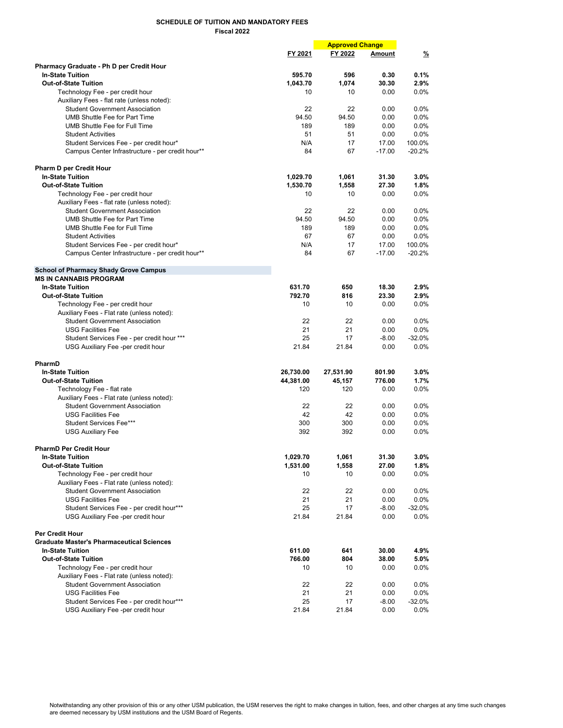**SCHEDULE OF TUITION AND MANDATORY FEES**
**Fiscal 2022**

| | FY 2021 | FY 2022 | Amount | % |
|---|---|---|---|---|
| | | Approved Change | | |
| **Pharmacy Graduate - Ph D per Credit Hour** | | | | |
| **In-State Tuition** | **595.70** | **596** | **0.30** | **0.1%** |
| **Out-of-State Tuition** | **1,043.70** | **1,074** | **30.30** | **2.9%** |
| Technology Fee - per credit hour | 10 | 10 | 0.00 | 0.0% |
| Auxiliary Fees - flat rate (unless noted): | | | | |
| Student Government Association | 22 | 22 | 0.00 | 0.0% |
| UMB Shuttle Fee for Part Time | 94.50 | 94.50 | 0.00 | 0.0% |
| UMB Shuttle Fee for Full Time | 189 | 189 | 0.00 | 0.0% |
| Student Activities | 51 | 51 | 0.00 | 0.0% |
| Student Services Fee - per credit hour* | N/A | 17 | 17.00 | 100.0% |
| Campus Center Infrastructure - per credit hour** | 84 | 67 | -17.00 | -20.2% |
| **Pharm D per Credit Hour** | | | | |
| **In-State Tuition** | **1,029.70** | **1,061** | **31.30** | **3.0%** |
| **Out-of-State Tuition** | **1,530.70** | **1,558** | **27.30** | **1.8%** |
| Technology Fee - per credit hour | 10 | 10 | 0.00 | 0.0% |
| Auxiliary Fees - flat rate (unless noted): | | | | |
| Student Government Association | 22 | 22 | 0.00 | 0.0% |
| UMB Shuttle Fee for Part Time | 94.50 | 94.50 | 0.00 | 0.0% |
| UMB Shuttle Fee for Full Time | 189 | 189 | 0.00 | 0.0% |
| Student Activities | 67 | 67 | 0.00 | 0.0% |
| Student Services Fee - per credit hour* | N/A | 17 | 17.00 | 100.0% |
| Campus Center Infrastructure - per credit hour** | 84 | 67 | -17.00 | -20.2% |
| **School of Pharmacy Shady Grove Campus** | | | | |
| **MS IN CANNABIS PROGRAM** | | | | |
| **In-State Tuition** | **631.70** | **650** | **18.30** | **2.9%** |
| **Out-of-State Tuition** | **792.70** | **816** | **23.30** | **2.9%** |
| Technology Fee - per credit hour | 10 | 10 | 0.00 | 0.0% |
| Auxiliary Fees - Flat rate (unless noted): | | | | |
| Student Government Association | 22 | 22 | 0.00 | 0.0% |
| USG Facilities Fee | 21 | 21 | 0.00 | 0.0% |
| Student Services Fee - per credit hour *** | 25 | 17 | -8.00 | -32.0% |
| USG Auxiliary Fee -per credit hour | 21.84 | 21.84 | 0.00 | 0.0% |
| **PharmD** | | | | |
| **In-State Tuition** | **26,730.00** | **27,531.90** | **801.90** | **3.0%** |
| **Out-of-State Tuition** | **44,381.00** | **45,157** | **776.00** | **1.7%** |
| Technology Fee - flat rate | 120 | 120 | 0.00 | 0.0% |
| Auxiliary Fees - Flat rate (unless noted): | | | | |
| Student Government Association | 22 | 22 | 0.00 | 0.0% |
| USG Facilities Fee | 42 | 42 | 0.00 | 0.0% |
| Student Services Fee*** | 300 | 300 | 0.00 | 0.0% |
| USG Auxiliary Fee | 392 | 392 | 0.00 | 0.0% |
| **PharmD Per Credit Hour** | | | | |
| **In-State Tuition** | **1,029.70** | **1,061** | **31.30** | **3.0%** |
| **Out-of-State Tuition** | **1,531.00** | **1,558** | **27.00** | **1.8%** |
| Technology Fee - per credit hour | 10 | 10 | 0.00 | 0.0% |
| Auxiliary Fees - Flat rate (unless noted): | | | | |
| Student Government Association | 22 | 22 | 0.00 | 0.0% |
| USG Facilities Fee | 21 | 21 | 0.00 | 0.0% |
| Student Services Fee - per credit hour*** | 25 | 17 | -8.00 | -32.0% |
| USG Auxiliary Fee -per credit hour | 21.84 | 21.84 | 0.00 | 0.0% |
| **Per Credit Hour** | | | | |
| **Graduate Master's Pharmaceutical Sciences** | | | | |
| **In-State Tuition** | **611.00** | **641** | **30.00** | **4.9%** |
| **Out-of-State Tuition** | **766.00** | **804** | **38.00** | **5.0%** |
| Technology Fee - per credit hour | 10 | 10 | 0.00 | 0.0% |
| Auxiliary Fees - Flat rate (unless noted): | | | | |
| Student Government Association | 22 | 22 | 0.00 | 0.0% |
| USG Facilities Fee | 21 | 21 | 0.00 | 0.0% |
| Student Services Fee - per credit hour*** | 25 | 17 | -8.00 | -32.0% |
| USG Auxiliary Fee -per credit hour | 21.84 | 21.84 | 0.00 | 0.0% |

Notwithstanding any other provision of this or any other USM publication, the USM reserves the right to make changes in tuition, fees, and other charges at any time such changes are deemed necessary by USM institutions and the USM Board of Regents.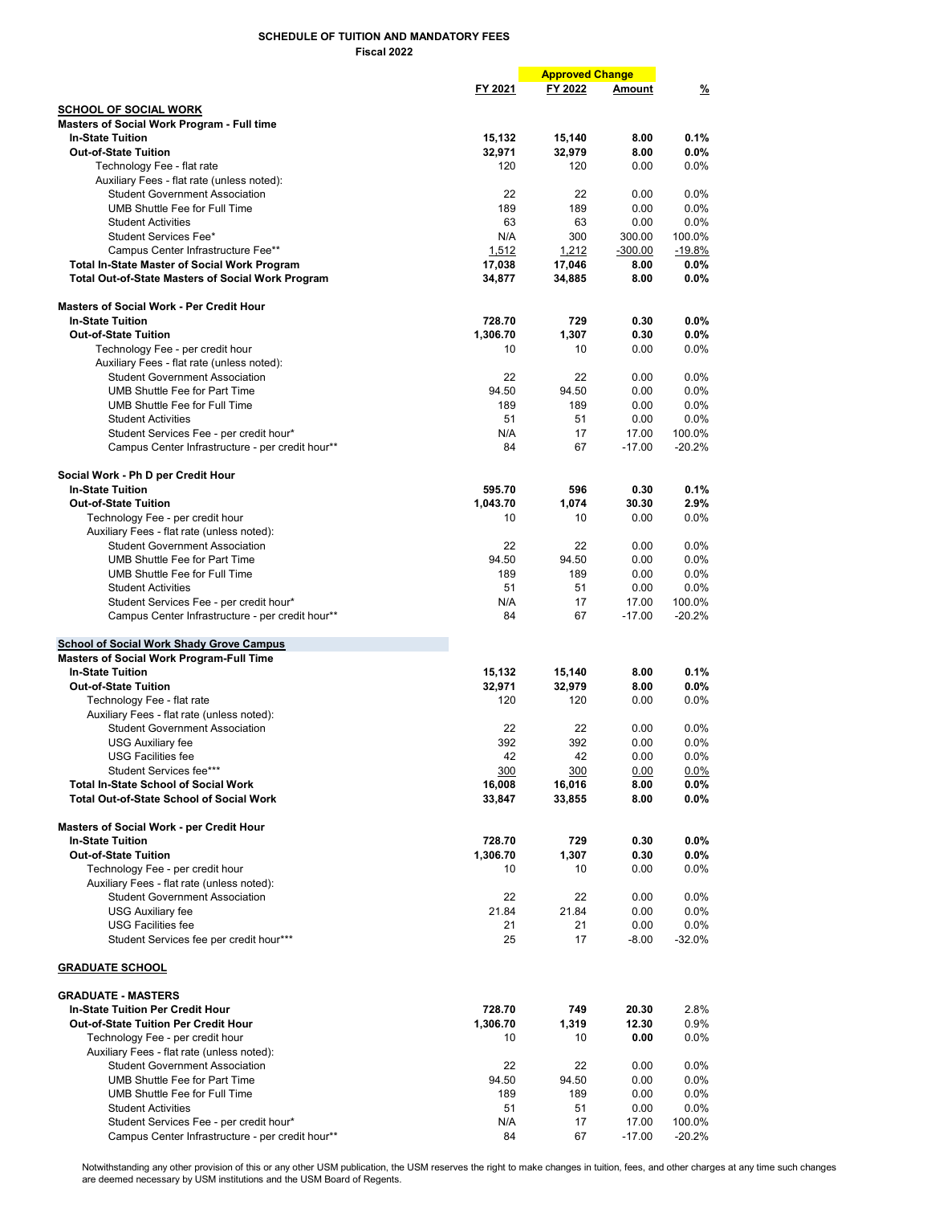**SCHEDULE OF TUITION AND MANDATORY FEES**
**Fiscal 2022**

| | FY 2021 | FY 2022 | Approved Change Amount | % |
|---|---|---|---|---|
| **SCHOOL OF SOCIAL WORK** | | | | |
| **Masters of Social Work Program - Full time** | | | | |
| **In-State Tuition** | **15,132** | **15,140** | **8.00** | **0.1%** |
| **Out-of-State Tuition** | **32,971** | **32,979** | **8.00** | **0.0%** |
| Technology Fee - flat rate | 120 | 120 | 0.00 | 0.0% |
| Auxiliary Fees - flat rate (unless noted): | | | | |
| Student Government Association | 22 | 22 | 0.00 | 0.0% |
| UMB Shuttle Fee for Full Time | 189 | 189 | 0.00 | 0.0% |
| Student Activities | 63 | 63 | 0.00 | 0.0% |
| Student Services Fee* | N/A | 300 | 300.00 | 100.0% |
| Campus Center Infrastructure Fee** | 1,512 | 1,212 | -300.00 | -19.8% |
| **Total In-State Master of Social Work Program** | **17,038** | **17,046** | **8.00** | **0.0%** |
| **Total Out-of-State Masters of Social Work Program** | **34,877** | **34,885** | **8.00** | **0.0%** |
| | | | | |
| **Masters of Social Work - Per Credit Hour** | | | | |
| **In-State Tuition** | **728.70** | **729** | **0.30** | **0.0%** |
| **Out-of-State Tuition** | **1,306.70** | **1,307** | **0.30** | **0.0%** |
| Technology Fee - per credit hour | 10 | 10 | 0.00 | 0.0% |
| Auxiliary Fees - flat rate (unless noted): | | | | |
| Student Government Association | 22 | 22 | 0.00 | 0.0% |
| UMB Shuttle Fee for Part Time | 94.50 | 94.50 | 0.00 | 0.0% |
| UMB Shuttle Fee for Full Time | 189 | 189 | 0.00 | 0.0% |
| Student Activities | 51 | 51 | 0.00 | 0.0% |
| Student Services Fee - per credit hour* | N/A | 17 | 17.00 | 100.0% |
| Campus Center Infrastructure - per credit hour** | 84 | 67 | -17.00 | -20.2% |
| | | | | |
| **Social Work - Ph D per Credit Hour** | | | | |
| **In-State Tuition** | **595.70** | **596** | **0.30** | **0.1%** |
| **Out-of-State Tuition** | **1,043.70** | **1,074** | **30.30** | **2.9%** |
| Technology Fee - per credit hour | 10 | 10 | 0.00 | 0.0% |
| Auxiliary Fees - flat rate (unless noted): | | | | |
| Student Government Association | 22 | 22 | 0.00 | 0.0% |
| UMB Shuttle Fee for Part Time | 94.50 | 94.50 | 0.00 | 0.0% |
| UMB Shuttle Fee for Full Time | 189 | 189 | 0.00 | 0.0% |
| Student Activities | 51 | 51 | 0.00 | 0.0% |
| Student Services Fee - per credit hour* | N/A | 17 | 17.00 | 100.0% |
| Campus Center Infrastructure - per credit hour** | 84 | 67 | -17.00 | -20.2% |
| | | | | |
| **School of Social Work Shady Grove Campus** | | | | |
| **Masters of Social Work Program-Full Time** | | | | |
| **In-State Tuition** | **15,132** | **15,140** | **8.00** | **0.1%** |
| **Out-of-State Tuition** | **32,971** | **32,979** | **8.00** | **0.0%** |
| Technology Fee - flat rate | 120 | 120 | 0.00 | 0.0% |
| Auxiliary Fees - flat rate (unless noted): | | | | |
| Student Government Association | 22 | 22 | 0.00 | 0.0% |
| USG Auxiliary fee | 392 | 392 | 0.00 | 0.0% |
| USG Facilities fee | 42 | 42 | 0.00 | 0.0% |
| Student Services fee*** | 300 | 300 | 0.00 | 0.0% |
| **Total In-State School of Social Work** | **16,008** | **16,016** | **8.00** | **0.0%** |
| **Total Out-of-State School of Social Work** | **33,847** | **33,855** | **8.00** | **0.0%** |
| | | | | |
| **Masters of Social Work - per Credit Hour** | | | | |
| **In-State Tuition** | **728.70** | **729** | **0.30** | **0.0%** |
| **Out-of-State Tuition** | **1,306.70** | **1,307** | **0.30** | **0.0%** |
| Technology Fee - per credit hour | 10 | 10 | 0.00 | 0.0% |
| Auxiliary Fees - flat rate (unless noted): | | | | |
| Student Government Association | 22 | 22 | 0.00 | 0.0% |
| USG Auxiliary fee | 21.84 | 21.84 | 0.00 | 0.0% |
| USG Facilities fee | 21 | 21 | 0.00 | 0.0% |
| Student Services fee per credit hour*** | 25 | 17 | -8.00 | -32.0% |
| | | | | |
| **GRADUATE SCHOOL** | | | | |
| | | | | |
| **GRADUATE - MASTERS** | | | | |
| **In-State Tuition Per Credit Hour** | **728.70** | **749** | **20.30** | 2.8% |
| **Out-of-State Tuition Per Credit Hour** | **1,306.70** | **1,319** | **12.30** | 0.9% |
| Technology Fee - per credit hour | 10 | 10 | **0.00** | 0.0% |
| Auxiliary Fees - flat rate (unless noted): | | | | |
| Student Government Association | 22 | 22 | 0.00 | 0.0% |
| UMB Shuttle Fee for Part Time | 94.50 | 94.50 | 0.00 | 0.0% |
| UMB Shuttle Fee for Full Time | 189 | 189 | 0.00 | 0.0% |
| Student Activities | 51 | 51 | 0.00 | 0.0% |
| Student Services Fee - per credit hour* | N/A | 17 | 17.00 | 100.0% |
| Campus Center Infrastructure - per credit hour** | 84 | 67 | -17.00 | -20.2% |

Notwithstanding any other provision of this or any other USM publication, the USM reserves the right to make changes in tuition, fees, and other charges at any time such changes are deemed necessary by USM institutions and the USM Board of Regents.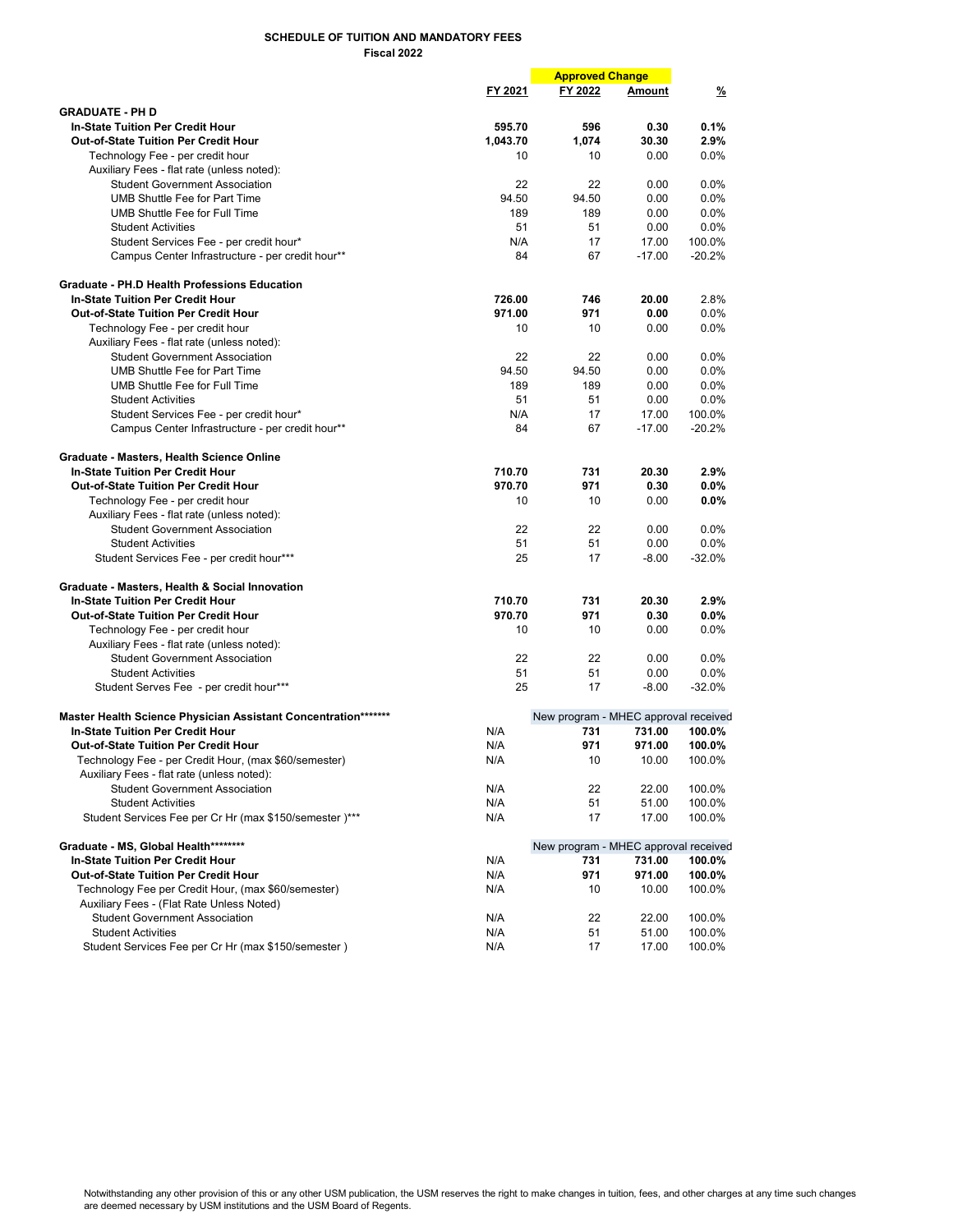**SCHEDULE OF TUITION AND MANDATORY FEES**
**Fiscal 2022**

| | FY 2021 | FY 2022 | Approved Change Amount | % |
|---|---|---|---|---|
| **GRADUATE - PH D** | | | | |
| **In-State Tuition Per Credit Hour** | **595.70** | **596** | **0.30** | **0.1%** |
| **Out-of-State Tuition Per Credit Hour** | **1,043.70** | **1,074** | **30.30** | **2.9%** |
| Technology Fee - per credit hour | 10 | 10 | 0.00 | 0.0% |
| Auxiliary Fees - flat rate (unless noted): | | | | |
| Student Government Association | 22 | 22 | 0.00 | 0.0% |
| UMB Shuttle Fee for Part Time | 94.50 | 94.50 | 0.00 | 0.0% |
| UMB Shuttle Fee for Full Time | 189 | 189 | 0.00 | 0.0% |
| Student Activities | 51 | 51 | 0.00 | 0.0% |
| Student Services Fee - per credit hour* | N/A | 17 | 17.00 | 100.0% |
| Campus Center Infrastructure - per credit hour** | 84 | 67 | -17.00 | -20.2% |
| **Graduate - PH.D Health Professions Education** | | | | |
| **In-State Tuition Per Credit Hour** | **726.00** | **746** | **20.00** | 2.8% |
| **Out-of-State Tuition Per Credit Hour** | **971.00** | **971** | **0.00** | 0.0% |
| Technology Fee - per credit hour | 10 | 10 | 0.00 | 0.0% |
| Auxiliary Fees - flat rate (unless noted): | | | | |
| Student Government Association | 22 | 22 | 0.00 | 0.0% |
| UMB Shuttle Fee for Part Time | 94.50 | 94.50 | 0.00 | 0.0% |
| UMB Shuttle Fee for Full Time | 189 | 189 | 0.00 | 0.0% |
| Student Activities | 51 | 51 | 0.00 | 0.0% |
| Student Services Fee - per credit hour* | N/A | 17 | 17.00 | 100.0% |
| Campus Center Infrastructure - per credit hour** | 84 | 67 | -17.00 | -20.2% |
| **Graduate - Masters, Health Science Online** | | | | |
| **In-State Tuition Per Credit Hour** | **710.70** | **731** | **20.30** | **2.9%** |
| **Out-of-State Tuition Per Credit Hour** | **970.70** | **971** | **0.30** | **0.0%** |
| Technology Fee - per credit hour | 10 | 10 | 0.00 | **0.0%** |
| Auxiliary Fees - flat rate (unless noted): | | | | |
| Student Government Association | 22 | 22 | 0.00 | 0.0% |
| Student Activities | 51 | 51 | 0.00 | 0.0% |
| Student Services Fee - per credit hour*** | 25 | 17 | -8.00 | -32.0% |
| **Graduate - Masters, Health & Social Innovation** | | | | |
| **In-State Tuition Per Credit Hour** | **710.70** | **731** | **20.30** | **2.9%** |
| **Out-of-State Tuition Per Credit Hour** | **970.70** | **971** | **0.30** | **0.0%** |
| Technology Fee - per credit hour | 10 | 10 | 0.00 | 0.0% |
| Auxiliary Fees - flat rate (unless noted): | | | | |
| Student Government Association | 22 | 22 | 0.00 | 0.0% |
| Student Activities | 51 | 51 | 0.00 | 0.0% |
| Student Serves Fee - per credit hour*** | 25 | 17 | -8.00 | -32.0% |
| **Master Health Science Physician Assistant Concentration******** | | New program - MHEC approval received | | |
| **In-State Tuition Per Credit Hour** | N/A | **731** | **731.00** | **100.0%** |
| **Out-of-State Tuition Per Credit Hour** | N/A | **971** | **971.00** | **100.0%** |
| Technology Fee - per Credit Hour, (max $60/semester) | N/A | 10 | 10.00 | 100.0% |
| Auxiliary Fees - flat rate (unless noted): | | | | |
| Student Government Association | N/A | 22 | 22.00 | 100.0% |
| Student Activities | N/A | 51 | 51.00 | 100.0% |
| Student Services Fee per Cr Hr (max $150/semester )*** | N/A | 17 | 17.00 | 100.0% |
| **Graduate - MS, Global Health********* | | New program - MHEC approval received | | |
| **In-State Tuition Per Credit Hour** | N/A | **731** | **731.00** | **100.0%** |
| **Out-of-State Tuition Per Credit Hour** | N/A | **971** | **971.00** | **100.0%** |
| Technology Fee per Credit Hour, (max $60/semester) | N/A | 10 | 10.00 | 100.0% |
| Auxiliary Fees - (Flat Rate Unless Noted) | | | | |
| Student Government Association | N/A | 22 | 22.00 | 100.0% |
| Student Activities | N/A | 51 | 51.00 | 100.0% |
| Student Services Fee per Cr Hr (max $150/semester ) | N/A | 17 | 17.00 | 100.0% |

Notwithstanding any other provision of this or any other USM publication, the USM reserves the right to make changes in tuition, fees, and other charges at any time such changes are deemed necessary by USM institutions and the USM Board of Regents.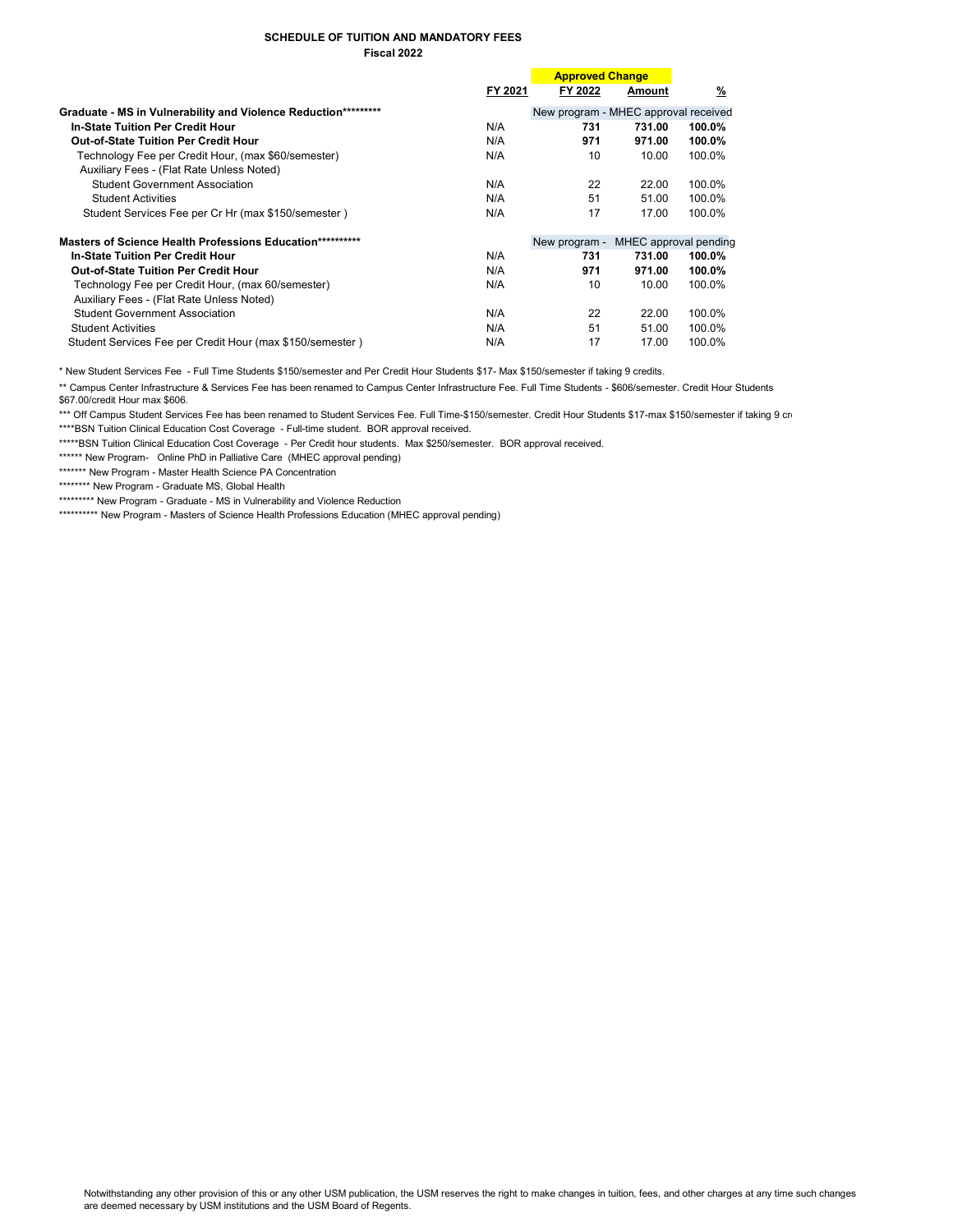**SCHEDULE OF TUITION AND MANDATORY FEES**
**Fiscal 2022**

| | | Approved Change | | |
|---|---|---|---|---|
| | FY 2021 | FY 2022 | Amount | % |
| **Graduate - MS in Vulnerability and Violence Reduction*********** | | New program - MHEC approval received | | |
| **In-State Tuition Per Credit Hour** | N/A | **731** | **731.00** | **100.0%** |
| **Out-of-State Tuition Per Credit Hour** | N/A | **971** | **971.00** | **100.0%** |
| Technology Fee per Credit Hour, (max $60/semester) | N/A | 10 | 10.00 | 100.0% |
| Auxiliary Fees - (Flat Rate Unless Noted) | | | | |
| Student Government Association | N/A | 22 | 22.00 | 100.0% |
| Student Activities | N/A | 51 | 51.00 | 100.0% |
| Student Services Fee per Cr Hr (max $150/semester ) | N/A | 17 | 17.00 | 100.0% |
| **Masters of Science Health Professions Education************ | | New program - | MHEC approval pending | |
| **In-State Tuition Per Credit Hour** | N/A | **731** | **731.00** | **100.0%** |
| **Out-of-State Tuition Per Credit Hour** | N/A | **971** | **971.00** | **100.0%** |
| Technology Fee per Credit Hour, (max 60/semester) | N/A | 10 | 10.00 | 100.0% |
| Auxiliary Fees - (Flat Rate Unless Noted) | | | | |
| Student Government Association | N/A | 22 | 22.00 | 100.0% |
| Student Activities | N/A | 51 | 51.00 | 100.0% |
| Student Services Fee per Credit Hour (max $150/semester ) | N/A | 17 | 17.00 | 100.0% |

* New Student Services Fee - Full Time Students $150/semester and Per Credit Hour Students $17- Max $150/semester if taking 9 credits.

** Campus Center Infrastructure & Services Fee has been renamed to Campus Center Infrastructure Fee. Full Time Students - $606/semester. Credit Hour Students $67.00/credit Hour max $606.

*** Off Campus Student Services Fee has been renamed to Student Services Fee. Full Time-$150/semester. Credit Hour Students $17-max $150/semester if taking 9 cr

****BSN Tuition Clinical Education Cost Coverage - Full-time student. BOR approval received.

*****BSN Tuition Clinical Education Cost Coverage - Per Credit hour students. Max $250/semester. BOR approval received.

****** New Program- Online PhD in Palliative Care (MHEC approval pending)

******* New Program - Master Health Science PA Concentration

******** New Program - Graduate MS, Global Health

********* New Program - Graduate - MS in Vulnerability and Violence Reduction

********** New Program - Masters of Science Health Professions Education (MHEC approval pending)

Notwithstanding any other provision of this or any other USM publication, the USM reserves the right to make changes in tuition, fees, and other charges at any time such changes are deemed necessary by USM institutions and the USM Board of Regents.